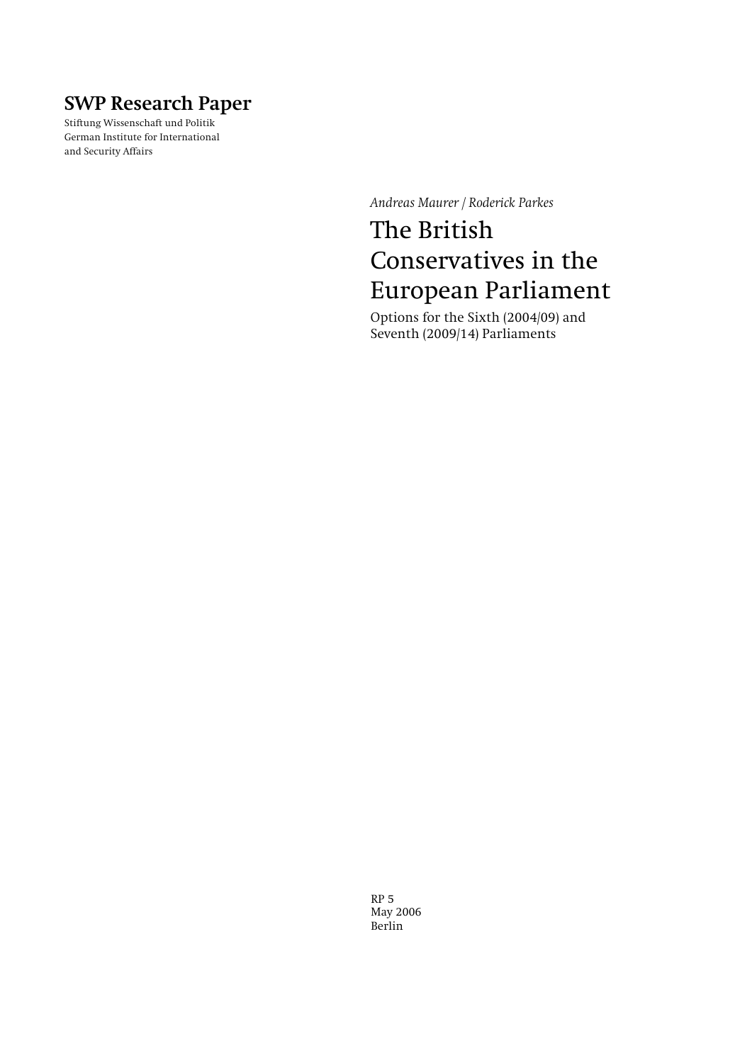**SWP Research Paper**

Stiftung Wissenschaft und Politik
German Institute for International
and Security Affairs

*Andreas Maurer / Roderick Parkes*

# The British Conservatives in the European Parliament

Options for the Sixth (2004/09) and Seventh (2009/14) Parliaments

RP 5
May 2006
Berlin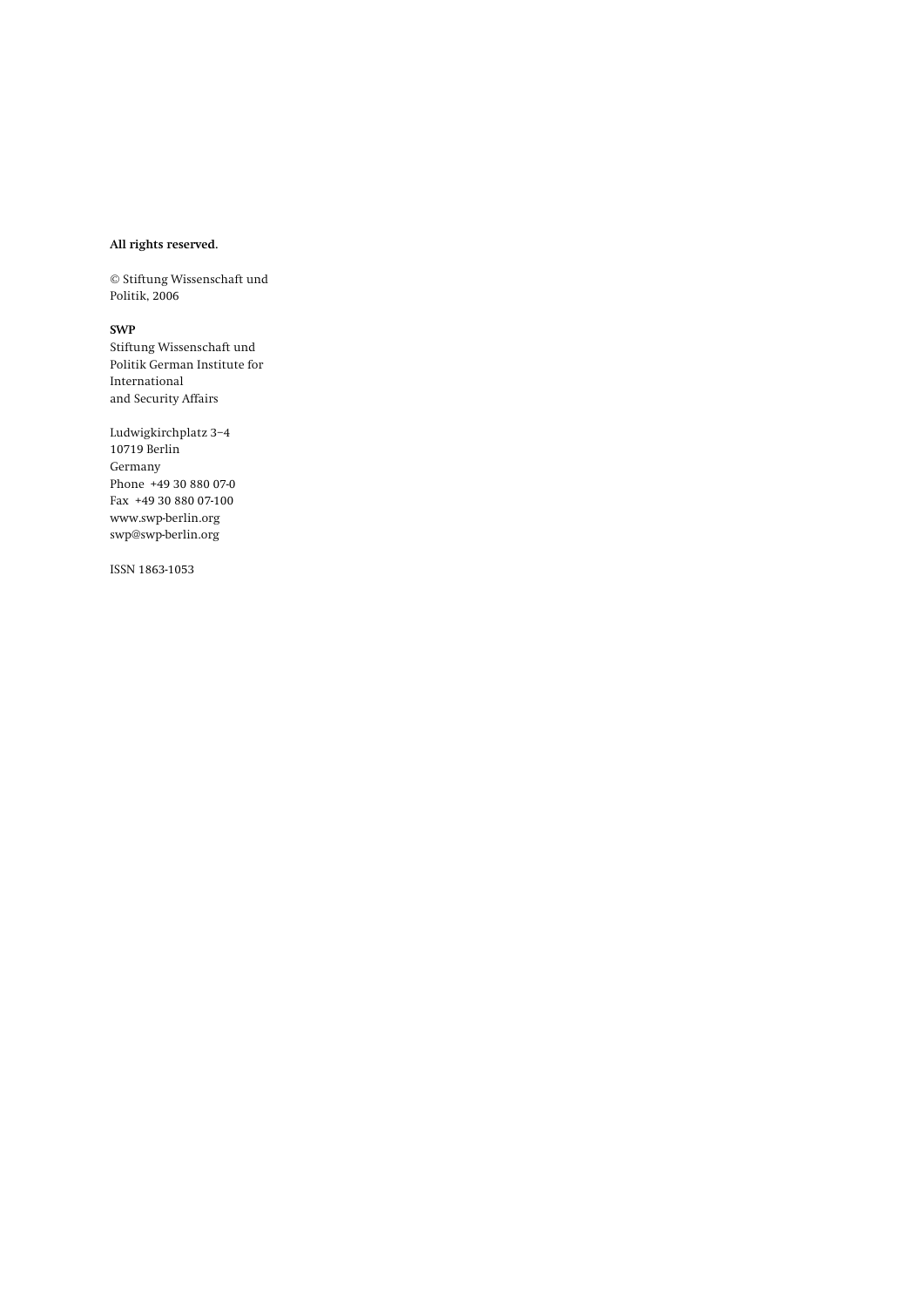**All rights reserved.**

© Stiftung Wissenschaft und
Politik, 2006

**SWP**
Stiftung Wissenschaft und
Politik German Institute for
International
and Security Affairs

Ludwigkirchplatz 3−4
10719 Berlin
Germany
Phone +49 30 880 07-0
Fax +49 30 880 07-100
www.swp-berlin.org
swp@swp-berlin.org

ISSN 1863-1053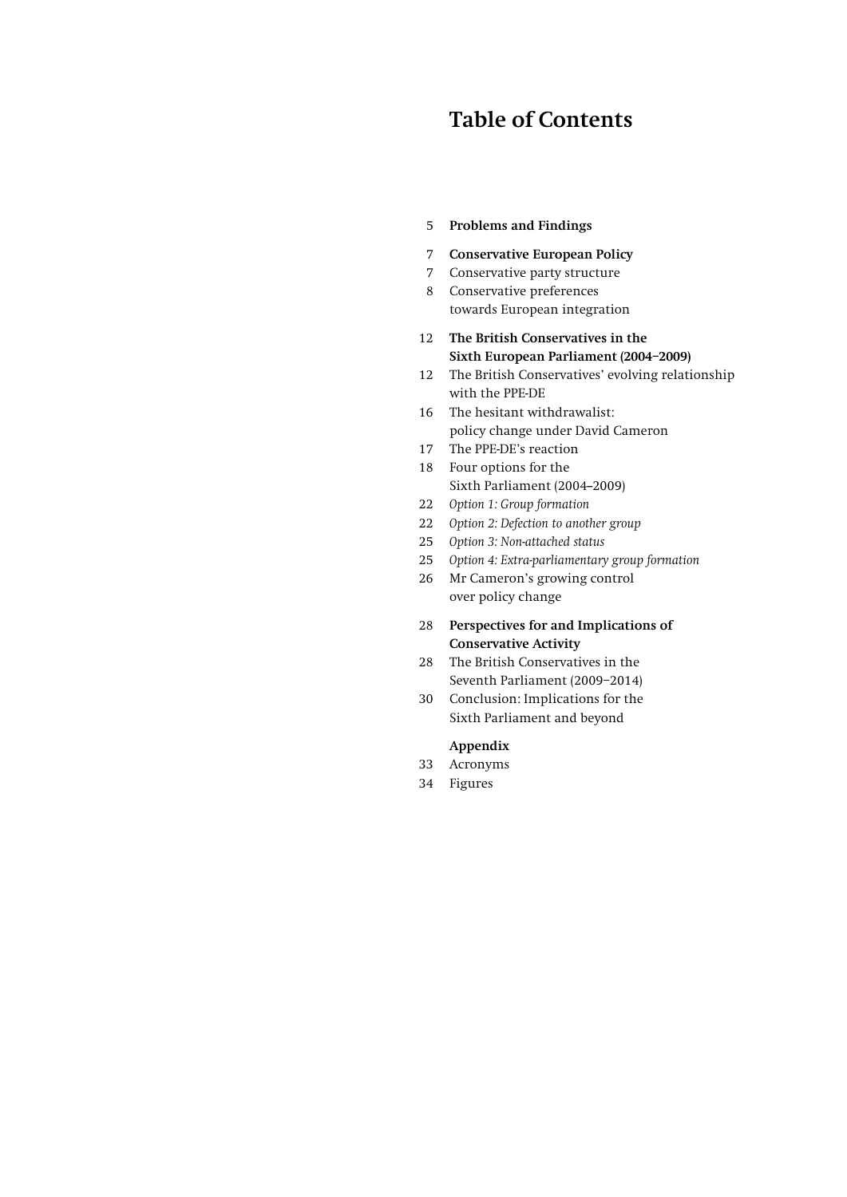# Table of Contents

5 **Problems and Findings**

7 **Conservative European Policy**
7 Conservative party structure
8 Conservative preferences towards European integration

12 **The British Conservatives in the Sixth European Parliament (2004–2009)**
12 The British Conservatives' evolving relationship with the PPE-DE
16 The hesitant withdrawalist: policy change under David Cameron
17 The PPE-DE's reaction
18 Four options for the Sixth Parliament (2004–2009)
22 *Option 1: Group formation*
22 *Option 2: Defection to another group*
25 *Option 3: Non-attached status*
25 *Option 4: Extra-parliamentary group formation*
26 Mr Cameron's growing control over policy change

28 **Perspectives for and Implications of Conservative Activity**
28 The British Conservatives in the Seventh Parliament (2009–2014)
30 Conclusion: Implications for the Sixth Parliament and beyond

**Appendix**
33 Acronyms
34 Figures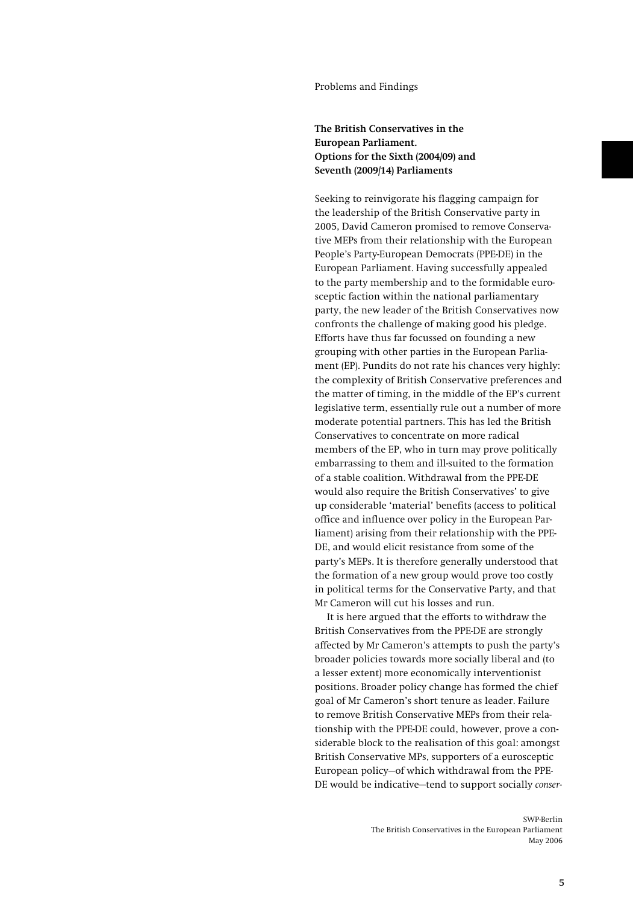Problems and Findings

## The British Conservatives in the European Parliament. Options for the Sixth (2004/09) and Seventh (2009/14) Parliaments

Seeking to reinvigorate his flagging campaign for the leadership of the British Conservative party in 2005, David Cameron promised to remove Conservative MEPs from their relationship with the European People's Party-European Democrats (PPE-DE) in the European Parliament. Having successfully appealed to the party membership and to the formidable eurosceptic faction within the national parliamentary party, the new leader of the British Conservatives now confronts the challenge of making good his pledge. Efforts have thus far focussed on founding a new grouping with other parties in the European Parliament (EP). Pundits do not rate his chances very highly: the complexity of British Conservative preferences and the matter of timing, in the middle of the EP's current legislative term, essentially rule out a number of more moderate potential partners. This has led the British Conservatives to concentrate on more radical members of the EP, who in turn may prove politically embarrassing to them and ill-suited to the formation of a stable coalition. Withdrawal from the PPE-DE would also require the British Conservatives' to give up considerable 'material' benefits (access to political office and influence over policy in the European Parliament) arising from their relationship with the PPE-DE, and would elicit resistance from some of the party's MEPs. It is therefore generally understood that the formation of a new group would prove too costly in political terms for the Conservative Party, and that Mr Cameron will cut his losses and run.

It is here argued that the efforts to withdraw the British Conservatives from the PPE-DE are strongly affected by Mr Cameron's attempts to push the party's broader policies towards more socially liberal and (to a lesser extent) more economically interventionist positions. Broader policy change has formed the chief goal of Mr Cameron's short tenure as leader. Failure to remove British Conservative MEPs from their relationship with the PPE-DE could, however, prove a considerable block to the realisation of this goal: amongst British Conservative MPs, supporters of a eurosceptic European policy—of which withdrawal from the PPE-DE would be indicative—tend to support socially *conser-*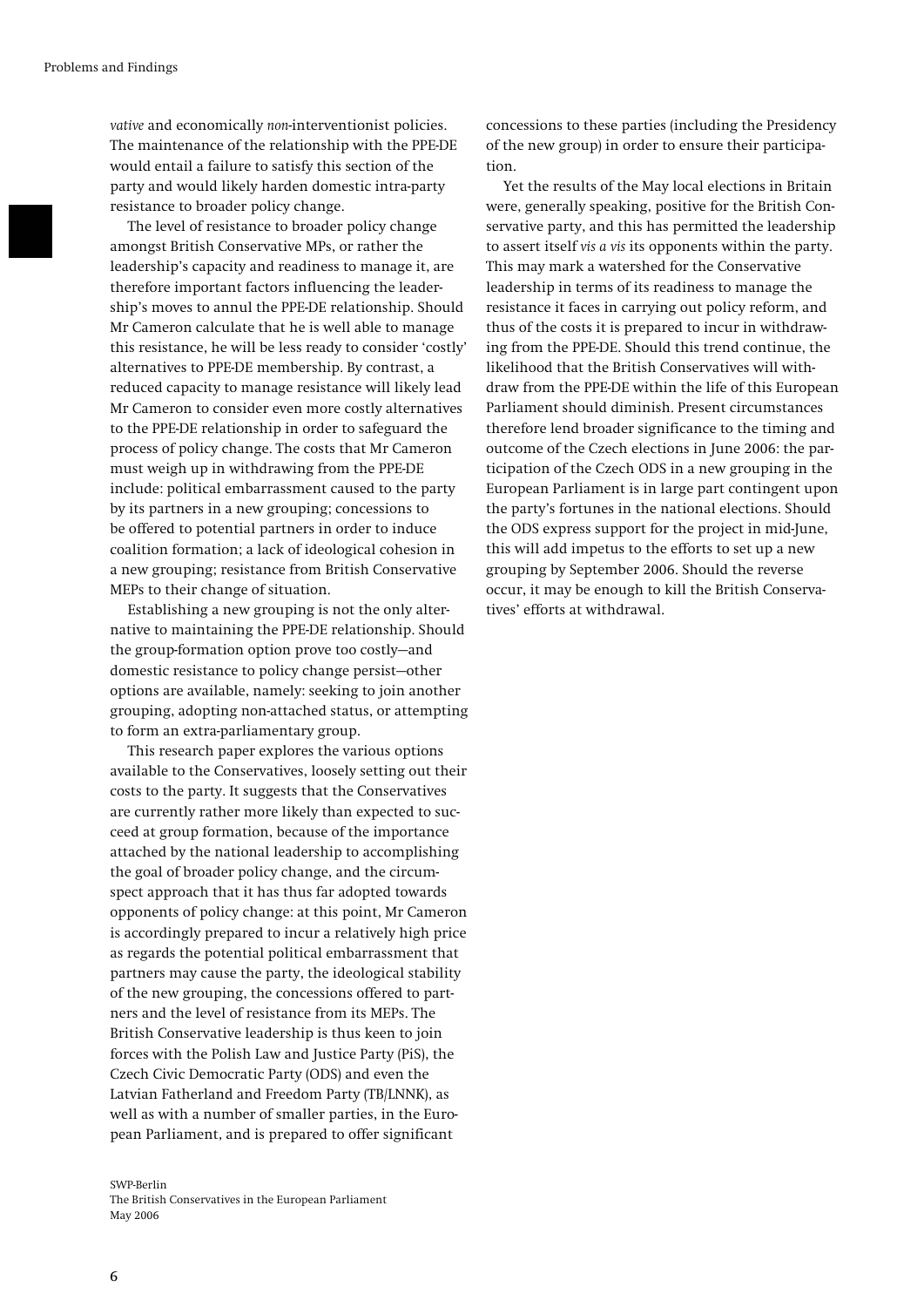*vative* and economically *non*-interventionist policies. The maintenance of the relationship with the PPE-DE would entail a failure to satisfy this section of the party and would likely harden domestic intra-party resistance to broader policy change.

The level of resistance to broader policy change amongst British Conservative MPs, or rather the leadership's capacity and readiness to manage it, are therefore important factors influencing the leadership's moves to annul the PPE-DE relationship. Should Mr Cameron calculate that he is well able to manage this resistance, he will be less ready to consider 'costly' alternatives to PPE-DE membership. By contrast, a reduced capacity to manage resistance will likely lead Mr Cameron to consider even more costly alternatives to the PPE-DE relationship in order to safeguard the process of policy change. The costs that Mr Cameron must weigh up in withdrawing from the PPE-DE include: political embarrassment caused to the party by its partners in a new grouping; concessions to be offered to potential partners in order to induce coalition formation; a lack of ideological cohesion in a new grouping; resistance from British Conservative MEPs to their change of situation.

Establishing a new grouping is not the only alternative to maintaining the PPE-DE relationship. Should the group-formation option prove too costly—and domestic resistance to policy change persist—other options are available, namely: seeking to join another grouping, adopting non-attached status, or attempting to form an extra-parliamentary group.

This research paper explores the various options available to the Conservatives, loosely setting out their costs to the party. It suggests that the Conservatives are currently rather more likely than expected to succeed at group formation, because of the importance attached by the national leadership to accomplishing the goal of broader policy change, and the circumspect approach that it has thus far adopted towards opponents of policy change: at this point, Mr Cameron is accordingly prepared to incur a relatively high price as regards the potential political embarrassment that partners may cause the party, the ideological stability of the new grouping, the concessions offered to partners and the level of resistance from its MEPs. The British Conservative leadership is thus keen to join forces with the Polish Law and Justice Party (PiS), the Czech Civic Democratic Party (ODS) and even the Latvian Fatherland and Freedom Party (TB/LNNK), as well as with a number of smaller parties, in the European Parliament, and is prepared to offer significant concessions to these parties (including the Presidency of the new group) in order to ensure their participation.

Yet the results of the May local elections in Britain were, generally speaking, positive for the British Conservative party, and this has permitted the leadership to assert itself *vis a vis* its opponents within the party. This may mark a watershed for the Conservative leadership in terms of its readiness to manage the resistance it faces in carrying out policy reform, and thus of the costs it is prepared to incur in withdrawing from the PPE-DE. Should this trend continue, the likelihood that the British Conservatives will withdraw from the PPE-DE within the life of this European Parliament should diminish. Present circumstances therefore lend broader significance to the timing and outcome of the Czech elections in June 2006: the participation of the Czech ODS in a new grouping in the European Parliament is in large part contingent upon the party's fortunes in the national elections. Should the ODS express support for the project in mid-June, this will add impetus to the efforts to set up a new grouping by September 2006. Should the reverse occur, it may be enough to kill the British Conservatives' efforts at withdrawal.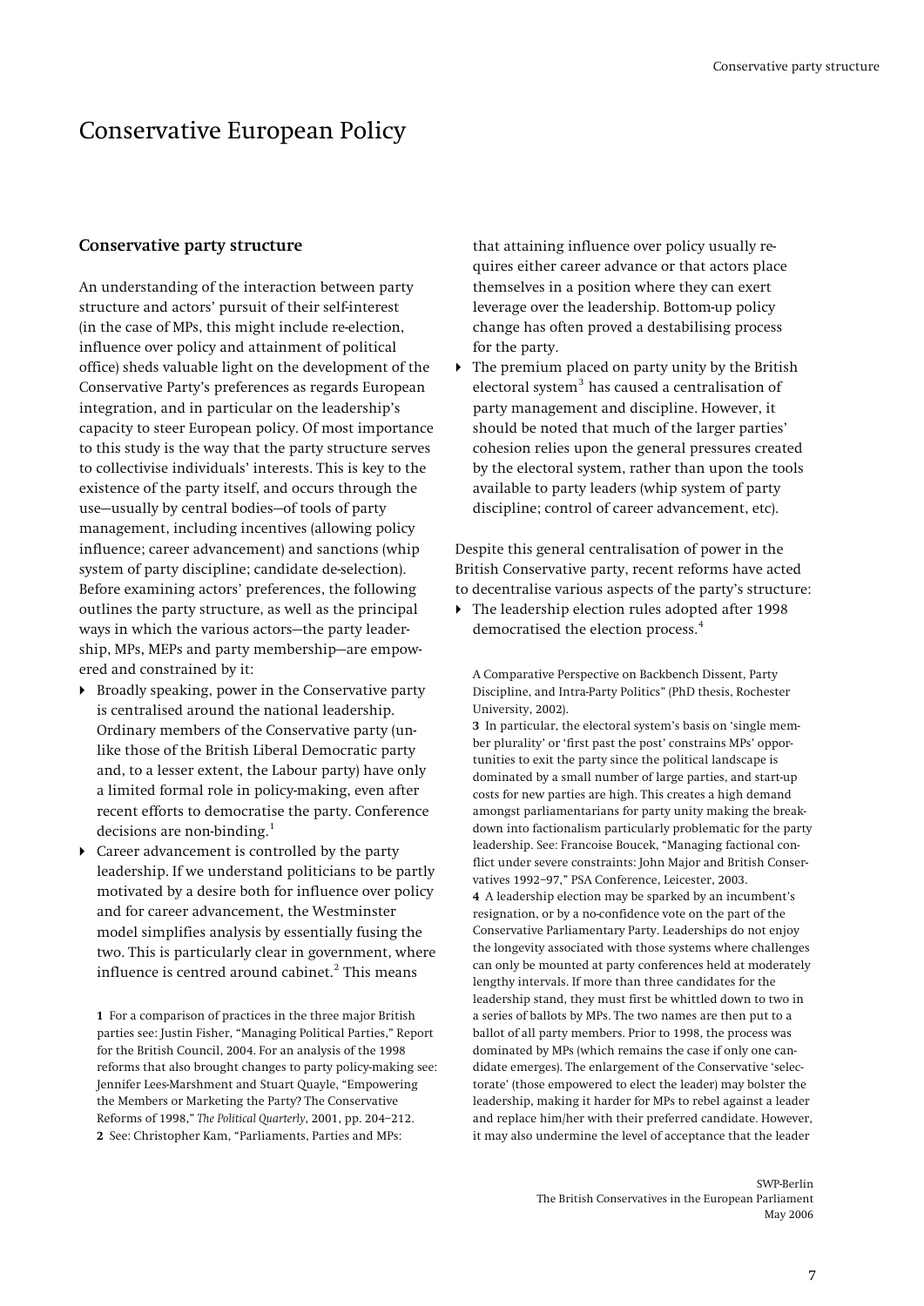# Conservative European Policy

## Conservative party structure

An understanding of the interaction between party structure and actors' pursuit of their self-interest (in the case of MPs, this might include re-election, influence over policy and attainment of political office) sheds valuable light on the development of the Conservative Party's preferences as regards European integration, and in particular on the leadership's capacity to steer European policy. Of most importance to this study is the way that the party structure serves to collectivise individuals' interests. This is key to the existence of the party itself, and occurs through the use—usually by central bodies—of tools of party management, including incentives (allowing policy influence; career advancement) and sanctions (whip system of party discipline; candidate de-selection). Before examining actors' preferences, the following outlines the party structure, as well as the principal ways in which the various actors—the party leadership, MPs, MEPs and party membership—are empowered and constrained by it:

- Broadly speaking, power in the Conservative party is centralised around the national leadership. Ordinary members of the Conservative party (unlike those of the British Liberal Democratic party and, to a lesser extent, the Labour party) have only a limited formal role in policy-making, even after recent efforts to democratise the party. Conference decisions are non-binding.[1]
- Career advancement is controlled by the party leadership. If we understand politicians to be partly motivated by a desire both for influence over policy and for career advancement, the Westminster model simplifies analysis by essentially fusing the two. This is particularly clear in government, where influence is centred around cabinet.[2] This means that attaining influence over policy usually requires either career advance or that actors place themselves in a position where they can exert leverage over the leadership. Bottom-up policy change has often proved a destabilising process for the party.
- The premium placed on party unity by the British electoral system[3] has caused a centralisation of party management and discipline. However, it should be noted that much of the larger parties' cohesion relies upon the general pressures created by the electoral system, rather than upon the tools available to party leaders (whip system of party discipline; control of career advancement, etc).

Despite this general centralisation of power in the British Conservative party, recent reforms have acted to decentralise various aspects of the party's structure:

- The leadership election rules adopted after 1998 democratised the election process.[4]

1 For a comparison of practices in the three major British parties see: Justin Fisher, "Managing Political Parties," Report for the British Council, 2004. For an analysis of the 1998 reforms that also brought changes to party policy-making see: Jennifer Lees-Marshment and Stuart Quayle, "Empowering the Members or Marketing the Party? The Conservative Reforms of 1998," *The Political Quarterly*, 2001, pp. 204–212.

2 See: Christopher Kam, "Parliaments, Parties and MPs: A Comparative Perspective on Backbench Dissent, Party Discipline, and Intra-Party Politics" (PhD thesis, Rochester University, 2002).

3 In particular, the electoral system's basis on 'single member plurality' or 'first past the post' constrains MPs' opportunities to exit the party since the political landscape is dominated by a small number of large parties, and start-up costs for new parties are high. This creates a high demand amongst parliamentarians for party unity making the breakdown into factionalism particularly problematic for the party leadership. See: Francoise Boucek, "Managing factional conflict under severe constraints: John Major and British Conservatives 1992–97," PSA Conference, Leicester, 2003.

4 A leadership election may be sparked by an incumbent's resignation, or by a no-confidence vote on the part of the Conservative Parliamentary Party. Leaderships do not enjoy the longevity associated with those systems where challenges can only be mounted at party conferences held at moderately lengthy intervals. If more than three candidates for the leadership stand, they must first be whittled down to two in a series of ballots by MPs. The two names are then put to a ballot of all party members. Prior to 1998, the process was dominated by MPs (which remains the case if only one candidate emerges). The enlargement of the Conservative 'selectorate' (those empowered to elect the leader) may bolster the leadership, making it harder for MPs to rebel against a leader and replace him/her with their preferred candidate. However, it may also undermine the level of acceptance that the leader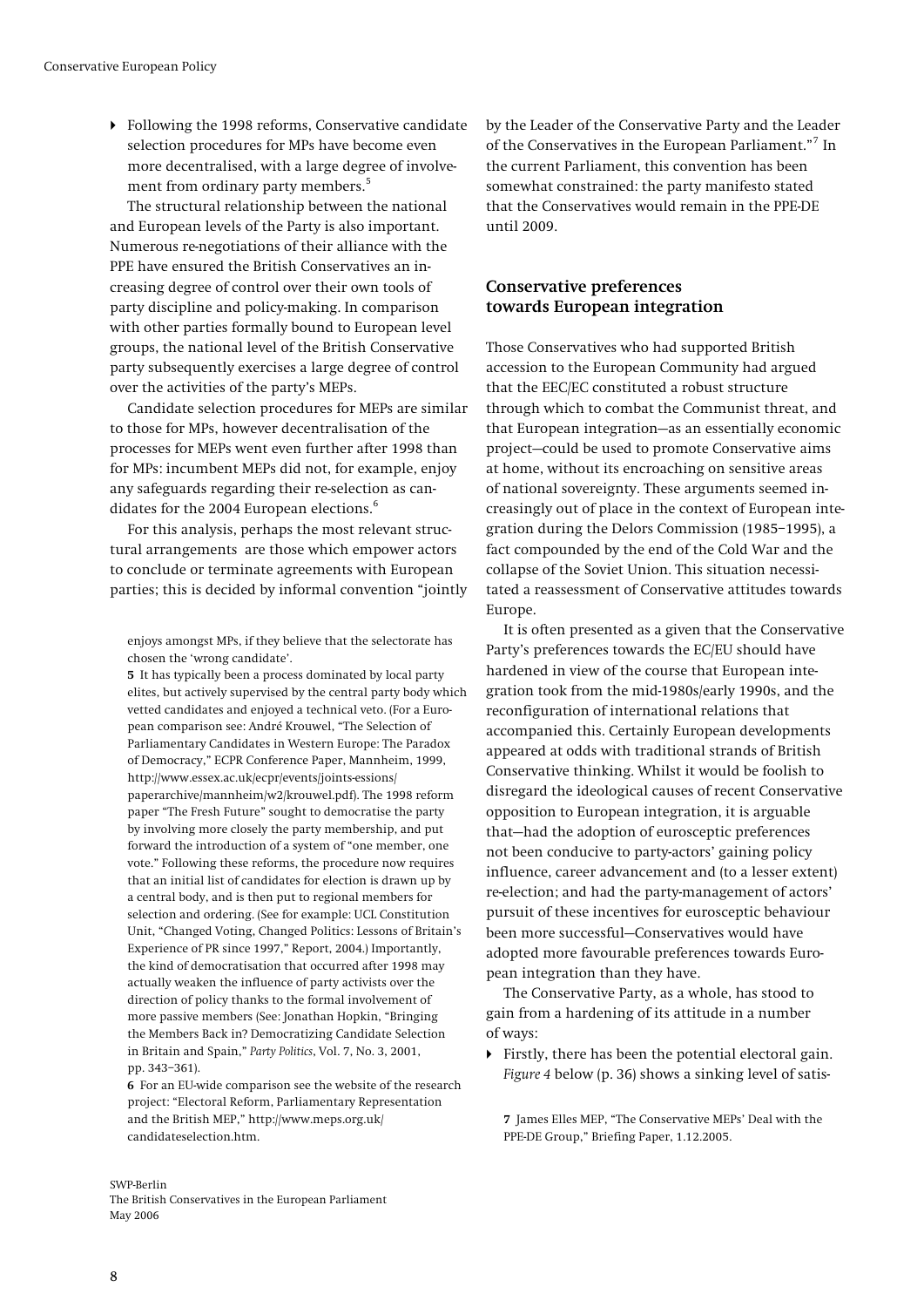- Following the 1998 reforms, Conservative candidate selection procedures for MPs have become even more decentralised, with a large degree of involvement from ordinary party members.[5]

The structural relationship between the national and European levels of the Party is also important. Numerous re-negotiations of their alliance with the PPE have ensured the British Conservatives an increasing degree of control over their own tools of party discipline and policy-making. In comparison with other parties formally bound to European level groups, the national level of the British Conservative party subsequently exercises a large degree of control over the activities of the party's MEPs.

Candidate selection procedures for MEPs are similar to those for MPs, however decentralisation of the processes for MEPs went even further after 1998 than for MPs: incumbent MEPs did not, for example, enjoy any safeguards regarding their re-selection as candidates for the 2004 European elections.[6]

For this analysis, perhaps the most relevant structural arrangements are those which empower actors to conclude or terminate agreements with European parties; this is decided by informal convention "jointly by the Leader of the Conservative Party and the Leader of the Conservatives in the European Parliament."[7] In the current Parliament, this convention has been somewhat constrained: the party manifesto stated that the Conservatives would remain in the PPE-DE until 2009.

## Conservative preferences towards European integration

Those Conservatives who had supported British accession to the European Community had argued that the EEC/EC constituted a robust structure through which to combat the Communist threat, and that European integration—as an essentially economic project—could be used to promote Conservative aims at home, without its encroaching on sensitive areas of national sovereignty. These arguments seemed increasingly out of place in the context of European integration during the Delors Commission (1985–1995), a fact compounded by the end of the Cold War and the collapse of the Soviet Union. This situation necessitated a reassessment of Conservative attitudes towards Europe.

It is often presented as a given that the Conservative Party's preferences towards the EC/EU should have hardened in view of the course that European integration took from the mid-1980s/early 1990s, and the reconfiguration of international relations that accompanied this. Certainly European developments appeared at odds with traditional strands of British Conservative thinking. Whilst it would be foolish to disregard the ideological causes of recent Conservative opposition to European integration, it is arguable that—had the adoption of eurosceptic preferences not been conducive to party-actors' gaining policy influence, career advancement and (to a lesser extent) re-election; and had the party-management of actors' pursuit of these incentives for eurosceptic behaviour been more successful—Conservatives would have adopted more favourable preferences towards European integration than they have.

The Conservative Party, as a whole, has stood to gain from a hardening of its attitude in a number of ways:

- Firstly, there has been the potential electoral gain. *Figure 4* below (p. 36) shows a sinking level of satis-

---

enjoys amongst MPs, if they believe that the selectorate has chosen the 'wrong candidate'.

**5** It has typically been a process dominated by local party elites, but actively supervised by the central party body which vetted candidates and enjoyed a technical veto. (For a European comparison see: André Krouwel, "The Selection of Parliamentary Candidates in Western Europe: The Paradox of Democracy," ECPR Conference Paper, Mannheim, 1999, http://www.essex.ac.uk/ecpr/events/joints-essions/paperarchive/mannheim/w2/krouwel.pdf). The 1998 reform paper "The Fresh Future" sought to democratise the party by involving more closely the party membership, and put forward the introduction of a system of "one member, one vote." Following these reforms, the procedure now requires that an initial list of candidates for election is drawn up by a central body, and is then put to regional members for selection and ordering. (See for example: UCL Constitution Unit, "Changed Voting, Changed Politics: Lessons of Britain's Experience of PR since 1997," Report, 2004.) Importantly, the kind of democratisation that occurred after 1998 may actually weaken the influence of party activists over the direction of policy thanks to the formal involvement of more passive members (See: Jonathan Hopkin, "Bringing the Members Back in? Democratizing Candidate Selection in Britain and Spain," *Party Politics*, Vol. 7, No. 3, 2001, pp. 343–361).

**6** For an EU-wide comparison see the website of the research project: "Electoral Reform, Parliamentary Representation and the British MEP," http://www.meps.org.uk/candidateselection.htm.

**7** James Elles MEP, "The Conservative MEPs' Deal with the PPE-DE Group," Briefing Paper, 1.12.2005.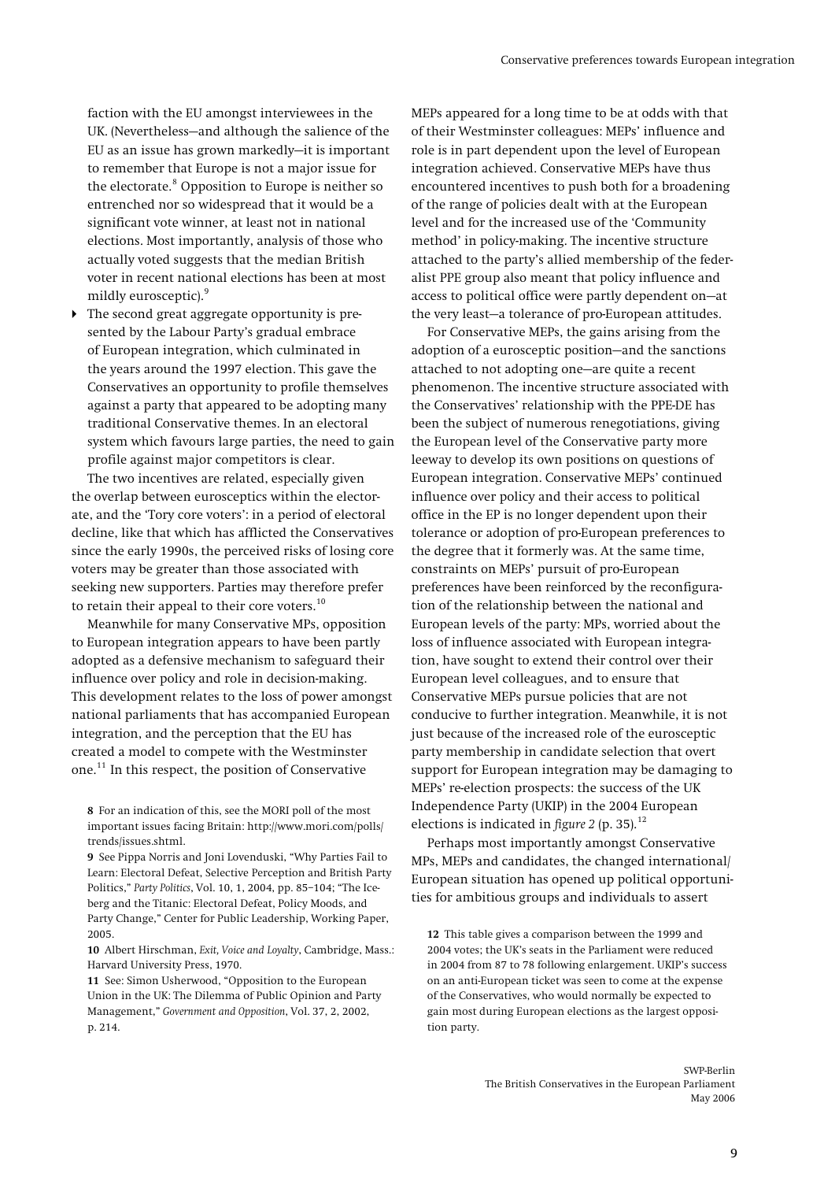faction with the EU amongst interviewees in the UK. (Nevertheless—and although the salience of the EU as an issue has grown markedly—it is important to remember that Europe is not a major issue for the electorate.[8] Opposition to Europe is neither so entrenched nor so widespread that it would be a significant vote winner, at least not in national elections. Most importantly, analysis of those who actually voted suggests that the median British voter in recent national elections has been at most mildly eurosceptic).[9]

- The second great aggregate opportunity is presented by the Labour Party's gradual embrace of European integration, which culminated in the years around the 1997 election. This gave the Conservatives an opportunity to profile themselves against a party that appeared to be adopting many traditional Conservative themes. In an electoral system which favours large parties, the need to gain profile against major competitors is clear.

The two incentives are related, especially given the overlap between eurosceptics within the electorate, and the 'Tory core voters': in a period of electoral decline, like that which has afflicted the Conservatives since the early 1990s, the perceived risks of losing core voters may be greater than those associated with seeking new supporters. Parties may therefore prefer to retain their appeal to their core voters.[10]

Meanwhile for many Conservative MPs, opposition to European integration appears to have been partly adopted as a defensive mechanism to safeguard their influence over policy and role in decision-making. This development relates to the loss of power amongst national parliaments that has accompanied European integration, and the perception that the EU has created a model to compete with the Westminster one.[11] In this respect, the position of Conservative MEPs appeared for a long time to be at odds with that of their Westminster colleagues: MEPs' influence and role is in part dependent upon the level of European integration achieved. Conservative MEPs have thus encountered incentives to push both for a broadening of the range of policies dealt with at the European level and for the increased use of the 'Community method' in policy-making. The incentive structure attached to the party's allied membership of the federalist PPE group also meant that policy influence and access to political office were partly dependent on—at the very least—a tolerance of pro-European attitudes.

For Conservative MEPs, the gains arising from the adoption of a eurosceptic position—and the sanctions attached to not adopting one—are quite a recent phenomenon. The incentive structure associated with the Conservatives' relationship with the PPE-DE has been the subject of numerous renegotiations, giving the European level of the Conservative party more leeway to develop its own positions on questions of European integration. Conservative MEPs' continued influence over policy and their access to political office in the EP is no longer dependent upon their tolerance or adoption of pro-European preferences to the degree that it formerly was. At the same time, constraints on MEPs' pursuit of pro-European preferences have been reinforced by the reconfiguration of the relationship between the national and European levels of the party: MPs, worried about the loss of influence associated with European integration, have sought to extend their control over their European level colleagues, and to ensure that Conservative MEPs pursue policies that are not conducive to further integration. Meanwhile, it is not just because of the increased role of the eurosceptic party membership in candidate selection that overt support for European integration may be damaging to MEPs' re-election prospects: the success of the UK Independence Party (UKIP) in the 2004 European elections is indicated in *figure 2* (p. 35).[12]

Perhaps most importantly amongst Conservative MPs, MEPs and candidates, the changed international/European situation has opened up political opportunities for ambitious groups and individuals to assert

8 For an indication of this, see the MORI poll of the most important issues facing Britain: http://www.mori.com/polls/trends/issues.shtml.

9 See Pippa Norris and Joni Lovenduski, "Why Parties Fail to Learn: Electoral Defeat, Selective Perception and British Party Politics," *Party Politics*, Vol. 10, 1, 2004, pp. 85–104; "The Iceberg and the Titanic: Electoral Defeat, Policy Moods, and Party Change," Center for Public Leadership, Working Paper, 2005.

10 Albert Hirschman, *Exit, Voice and Loyalty*, Cambridge, Mass.: Harvard University Press, 1970.

11 See: Simon Usherwood, "Opposition to the European Union in the UK: The Dilemma of Public Opinion and Party Management," *Government and Opposition*, Vol. 37, 2, 2002, p. 214.

12 This table gives a comparison between the 1999 and 2004 votes; the UK's seats in the Parliament were reduced in 2004 from 87 to 78 following enlargement. UKIP's success on an anti-European ticket was seen to come at the expense of the Conservatives, who would normally be expected to gain most during European elections as the largest opposition party.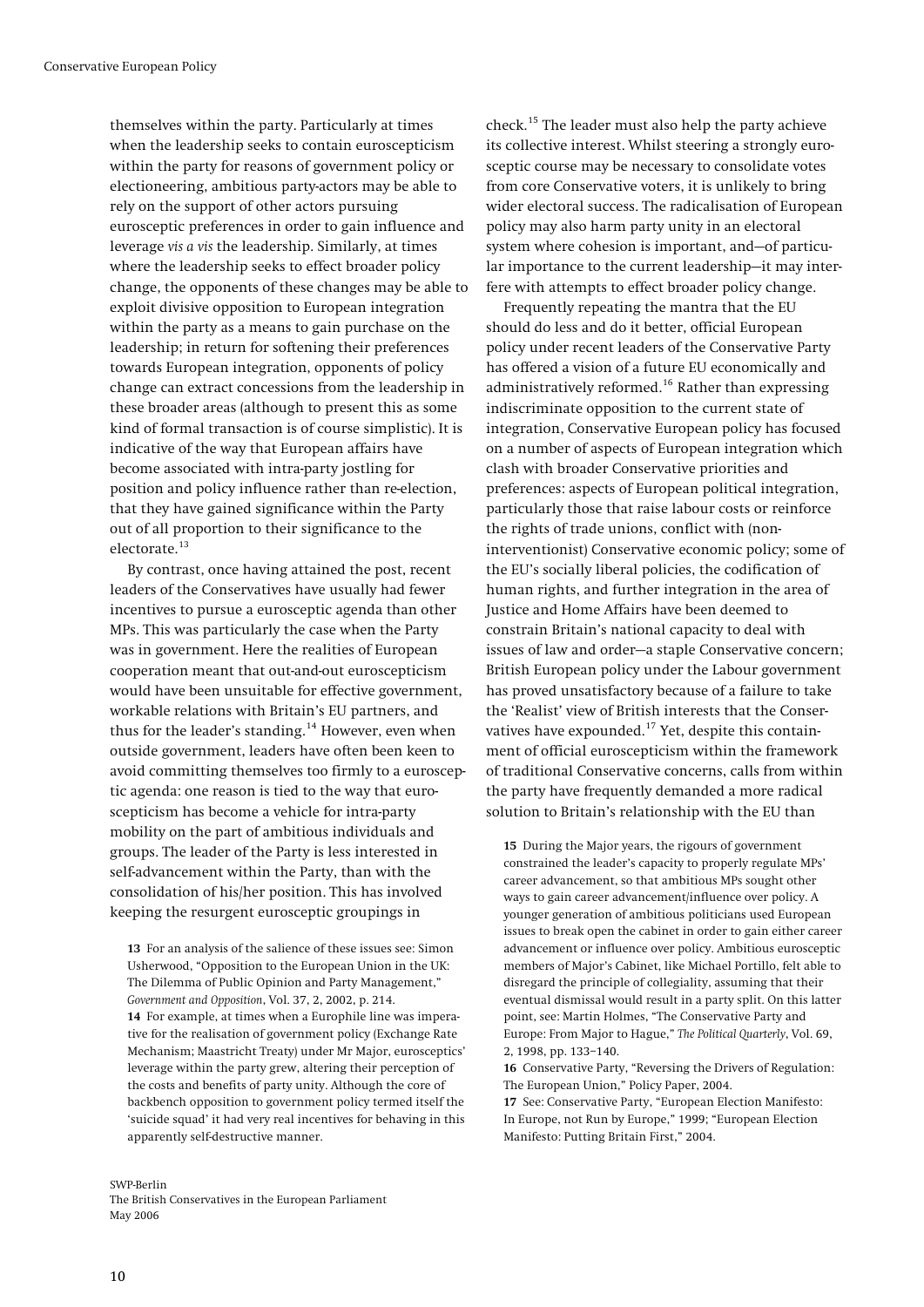themselves within the party. Particularly at times when the leadership seeks to contain euroscepticism within the party for reasons of government policy or electioneering, ambitious party-actors may be able to rely on the support of other actors pursuing eurosceptic preferences in order to gain influence and leverage *vis a vis* the leadership. Similarly, at times where the leadership seeks to effect broader policy change, the opponents of these changes may be able to exploit divisive opposition to European integration within the party as a means to gain purchase on the leadership; in return for softening their preferences towards European integration, opponents of policy change can extract concessions from the leadership in these broader areas (although to present this as some kind of formal transaction is of course simplistic). It is indicative of the way that European affairs have become associated with intra-party jostling for position and policy influence rather than re-election, that they have gained significance within the Party out of all proportion to their significance to the electorate.[13]

By contrast, once having attained the post, recent leaders of the Conservatives have usually had fewer incentives to pursue a eurosceptic agenda than other MPs. This was particularly the case when the Party was in government. Here the realities of European cooperation meant that out-and-out euroscepticism would have been unsuitable for effective government, workable relations with Britain's EU partners, and thus for the leader's standing.[14] However, even when outside government, leaders have often been keen to avoid committing themselves too firmly to a eurosceptic agenda: one reason is tied to the way that euroscepticism has become a vehicle for intra-party mobility on the part of ambitious individuals and groups. The leader of the Party is less interested in self-advancement within the Party, than with the consolidation of his/her position. This has involved keeping the resurgent eurosceptic groupings in check.[15] The leader must also help the party achieve its collective interest. Whilst steering a strongly eurosceptic course may be necessary to consolidate votes from core Conservative voters, it is unlikely to bring wider electoral success. The radicalisation of European policy may also harm party unity in an electoral system where cohesion is important, and—of particular importance to the current leadership—it may interfere with attempts to effect broader policy change.

Frequently repeating the mantra that the EU should do less and do it better, official European policy under recent leaders of the Conservative Party has offered a vision of a future EU economically and administratively reformed.[16] Rather than expressing indiscriminate opposition to the current state of integration, Conservative European policy has focused on a number of aspects of European integration which clash with broader Conservative priorities and preferences: aspects of European political integration, particularly those that raise labour costs or reinforce the rights of trade unions, conflict with (non-interventionist) Conservative economic policy; some of the EU's socially liberal policies, the codification of human rights, and further integration in the area of Justice and Home Affairs have been deemed to constrain Britain's national capacity to deal with issues of law and order—a staple Conservative concern; British European policy under the Labour government has proved unsatisfactory because of a failure to take the 'Realist' view of British interests that the Conservatives have expounded.[17] Yet, despite this containment of official euroscepticism within the framework of traditional Conservative concerns, calls from within the party have frequently demanded a more radical solution to Britain's relationship with the EU than

---

**13** For an analysis of the salience of these issues see: Simon Usherwood, "Opposition to the European Union in the UK: The Dilemma of Public Opinion and Party Management," *Government and Opposition*, Vol. 37, 2, 2002, p. 214.

**14** For example, at times when a Europhile line was imperative for the realisation of government policy (Exchange Rate Mechanism; Maastricht Treaty) under Mr Major, eurosceptics' leverage within the party grew, altering their perception of the costs and benefits of party unity. Although the core of backbench opposition to government policy termed itself the 'suicide squad' it had very real incentives for behaving in this apparently self-destructive manner.

**15** During the Major years, the rigours of government constrained the leader's capacity to properly regulate MPs' career advancement, so that ambitious MPs sought other ways to gain career advancement/influence over policy. A younger generation of ambitious politicians used European issues to break open the cabinet in order to gain either career advancement or influence over policy. Ambitious eurosceptic members of Major's Cabinet, like Michael Portillo, felt able to disregard the principle of collegiality, assuming that their eventual dismissal would result in a party split. On this latter point, see: Martin Holmes, "The Conservative Party and Europe: From Major to Hague," *The Political Quarterly*, Vol. 69, 2, 1998, pp. 133–140.

**16** Conservative Party, "Reversing the Drivers of Regulation: The European Union," Policy Paper, 2004.

**17** See: Conservative Party, "European Election Manifesto: In Europe, not Run by Europe," 1999; "European Election Manifesto: Putting Britain First," 2004.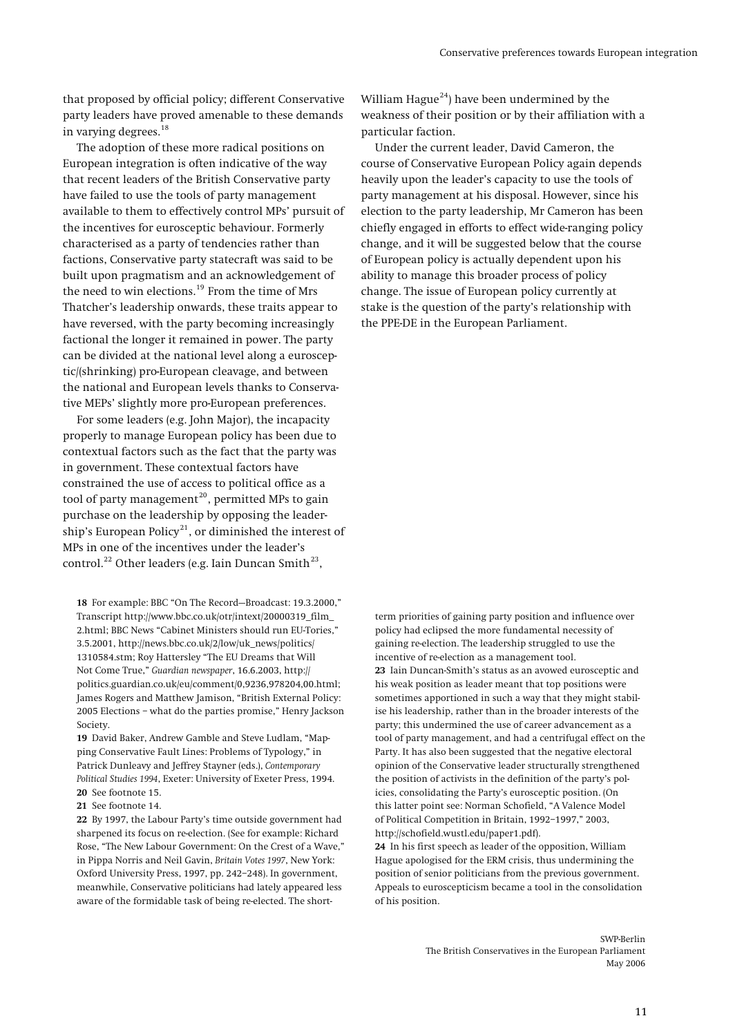that proposed by official policy; different Conservative party leaders have proved amenable to these demands in varying degrees.[18]

The adoption of these more radical positions on European integration is often indicative of the way that recent leaders of the British Conservative party have failed to use the tools of party management available to them to effectively control MPs' pursuit of the incentives for eurosceptic behaviour. Formerly characterised as a party of tendencies rather than factions, Conservative party statecraft was said to be built upon pragmatism and an acknowledgement of the need to win elections.[19] From the time of Mrs Thatcher's leadership onwards, these traits appear to have reversed, with the party becoming increasingly factional the longer it remained in power. The party can be divided at the national level along a eurosceptic/(shrinking) pro-European cleavage, and between the national and European levels thanks to Conservative MEPs' slightly more pro-European preferences.

For some leaders (e.g. John Major), the incapacity properly to manage European policy has been due to contextual factors such as the fact that the party was in government. These contextual factors have constrained the use of access to political office as a tool of party management[20], permitted MPs to gain purchase on the leadership by opposing the leadership's European Policy[21], or diminished the interest of MPs in one of the incentives under the leader's control.[22] Other leaders (e.g. Iain Duncan Smith[23], William Hague[24]) have been undermined by the weakness of their position or by their affiliation with a particular faction.

Under the current leader, David Cameron, the course of Conservative European Policy again depends heavily upon the leader's capacity to use the tools of party management at his disposal. However, since his election to the party leadership, Mr Cameron has been chiefly engaged in efforts to effect wide-ranging policy change, and it will be suggested below that the course of European policy is actually dependent upon his ability to manage this broader process of policy change. The issue of European policy currently at stake is the question of the party's relationship with the PPE-DE in the European Parliament.

**18** For example: BBC "On The Record—Broadcast: 19.3.2000," Transcript http://www.bbc.co.uk/otr/intext/20000319_film_2.html; BBC News "Cabinet Ministers should run EU-Tories," 3.5.2001, http://news.bbc.co.uk/2/low/uk_news/politics/1310584.stm; Roy Hattersley "The EU Dreams that Will Not Come True," *Guardian newspaper*, 16.6.2003, http://politics.guardian.co.uk/eu/comment/0,9236,978204,00.html; James Rogers and Matthew Jamison, "British External Policy: 2005 Elections – what do the parties promise," Henry Jackson Society.

**19** David Baker, Andrew Gamble and Steve Ludlam, "Mapping Conservative Fault Lines: Problems of Typology," in Patrick Dunleavy and Jeffrey Stayner (eds.), *Contemporary Political Studies 1994*, Exeter: University of Exeter Press, 1994.

**20** See footnote 15.

**21** See footnote 14.

**22** By 1997, the Labour Party's time outside government had sharpened its focus on re-election. (See for example: Richard Rose, "The New Labour Government: On the Crest of a Wave," in Pippa Norris and Neil Gavin, *Britain Votes 1997*, New York: Oxford University Press, 1997, pp. 242–248). In government, meanwhile, Conservative politicians had lately appeared less aware of the formidable task of being re-elected. The short-term priorities of gaining party position and influence over policy had eclipsed the more fundamental necessity of gaining re-election. The leadership struggled to use the incentive of re-election as a management tool.

**23** Iain Duncan-Smith's status as an avowed eurosceptic and his weak position as leader meant that top positions were sometimes apportioned in such a way that they might stabilise his leadership, rather than in the broader interests of the party; this undermined the use of career advancement as a tool of party management, and had a centrifugal effect on the Party. It has also been suggested that the negative electoral opinion of the Conservative leader structurally strengthened the position of activists in the definition of the party's policies, consolidating the Party's eurosceptic position. (On this latter point see: Norman Schofield, "A Valence Model of Political Competition in Britain, 1992–1997," 2003, http://schofield.wustl.edu/paper1.pdf).

**24** In his first speech as leader of the opposition, William Hague apologised for the ERM crisis, thus undermining the position of senior politicians from the previous government. Appeals to euroscepticism became a tool in the consolidation of his position.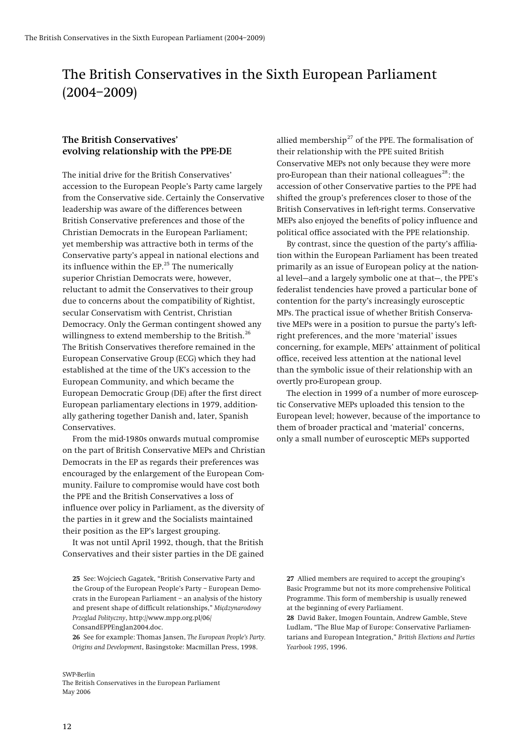# The British Conservatives in the Sixth European Parliament (2004–2009)

### The British Conservatives' evolving relationship with the PPE-DE

The initial drive for the British Conservatives' accession to the European People's Party came largely from the Conservative side. Certainly the Conservative leadership was aware of the differences between British Conservative preferences and those of the Christian Democrats in the European Parliament; yet membership was attractive both in terms of the Conservative party's appeal in national elections and its influence within the EP.[25] The numerically superior Christian Democrats were, however, reluctant to admit the Conservatives to their group due to concerns about the compatibility of Rightist, secular Conservatism with Centrist, Christian Democracy. Only the German contingent showed any willingness to extend membership to the British.[26] The British Conservatives therefore remained in the European Conservative Group (ECG) which they had established at the time of the UK's accession to the European Community, and which became the European Democratic Group (DE) after the first direct European parliamentary elections in 1979, additionally gathering together Danish and, later, Spanish Conservatives.

From the mid-1980s onwards mutual compromise on the part of British Conservative MEPs and Christian Democrats in the EP as regards their preferences was encouraged by the enlargement of the European Community. Failure to compromise would have cost both the PPE and the British Conservatives a loss of influence over policy in Parliament, as the diversity of the parties in it grew and the Socialists maintained their position as the EP's largest grouping.

It was not until April 1992, though, that the British Conservatives and their sister parties in the DE gained allied membership[27] of the PPE. The formalisation of their relationship with the PPE suited British Conservative MEPs not only because they were more pro-European than their national colleagues[28]: the accession of other Conservative parties to the PPE had shifted the group's preferences closer to those of the British Conservatives in left-right terms. Conservative MEPs also enjoyed the benefits of policy influence and political office associated with the PPE relationship.

By contrast, since the question of the party's affiliation within the European Parliament has been treated primarily as an issue of European policy at the national level—and a largely symbolic one at that—, the PPE's federalist tendencies have proved a particular bone of contention for the party's increasingly eurosceptic MPs. The practical issue of whether British Conservative MEPs were in a position to pursue the party's left-right preferences, and the more 'material' issues concerning, for example, MEPs' attainment of political office, received less attention at the national level than the symbolic issue of their relationship with an overtly pro-European group.

The election in 1999 of a number of more eurosceptic Conservative MEPs uploaded this tension to the European level; however, because of the importance to them of broader practical and 'material' concerns, only a small number of eurosceptic MEPs supported

---

**25** See: Wojciech Gagatek, "British Conservative Party and the Group of the European People's Party – European Democrats in the European Parliament – an analysis of the history and present shape of difficult relationships," *Międzynarodowy Przegląd Polityczny*, http://www.mpp.org.pl/06/ConsandEPPEngJan2004.doc.

**26** See for example: Thomas Jansen, *The European People's Party. Origins and Development*, Basingstoke: Macmillan Press, 1998.

**27** Allied members are required to accept the grouping's Basic Programme but not its more comprehensive Political Programme. This form of membership is usually renewed at the beginning of every Parliament.

**28** David Baker, Imogen Fountain, Andrew Gamble, Steve Ludlam, "The Blue Map of Europe: Conservative Parliamentarians and European Integration," *British Elections and Parties Yearbook 1995*, 1996.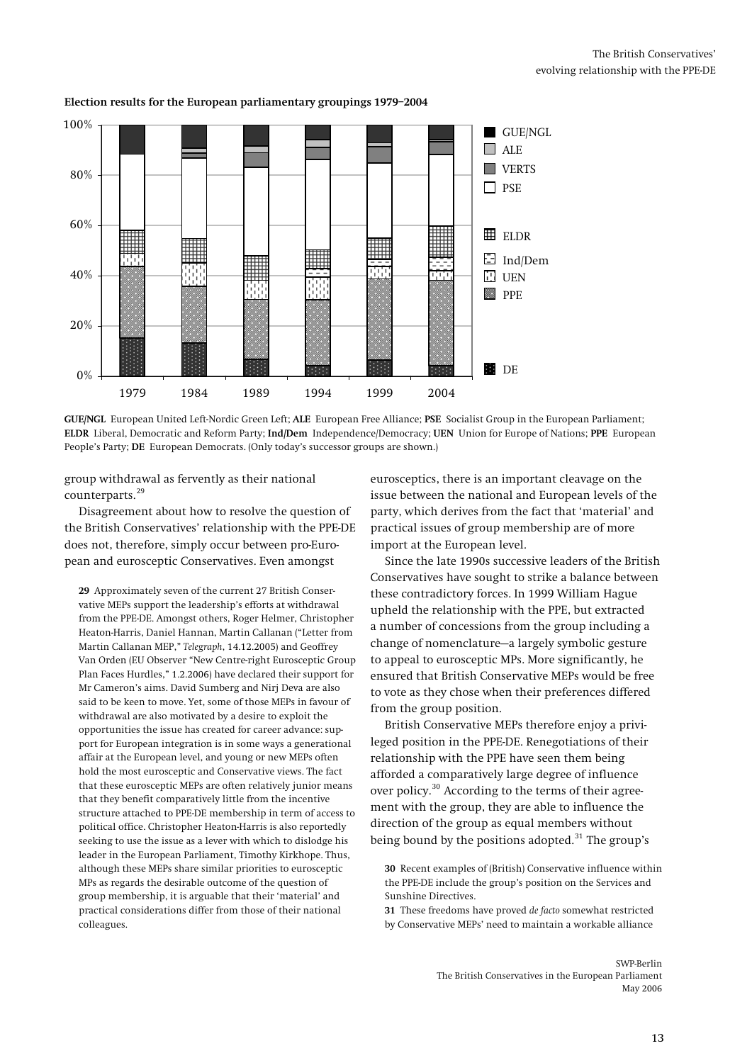**Election results for the European parliamentary groupings 1979–2004**

**GUE/NGL** European United Left-Nordic Green Left; **ALE** European Free Alliance; **PSE** Socialist Group in the European Parliament; **ELDR** Liberal, Democratic and Reform Party; **Ind/Dem** Independence/Democracy; **UEN** Union for Europe of Nations; **PPE** European People's Party; **DE** European Democrats. (Only today's successor groups are shown.)

group withdrawal as fervently as their national counterparts.[29]

Disagreement about how to resolve the question of the British Conservatives' relationship with the PPE-DE does not, therefore, simply occur between pro-European and eurosceptic Conservatives. Even amongst eurosceptics, there is an important cleavage on the issue between the national and European levels of the party, which derives from the fact that 'material' and practical issues of group membership are of more import at the European level.

Since the late 1990s successive leaders of the British Conservatives have sought to strike a balance between these contradictory forces. In 1999 William Hague upheld the relationship with the PPE, but extracted a number of concessions from the group including a change of nomenclature—a largely symbolic gesture to appeal to eurosceptic MPs. More significantly, he ensured that British Conservative MEPs would be free to vote as they chose when their preferences differed from the group position.

British Conservative MEPs therefore enjoy a privileged position in the PPE-DE. Renegotiations of their relationship with the PPE have seen them being afforded a comparatively large degree of influence over policy.[30] According to the terms of their agreement with the group, they are able to influence the direction of the group as equal members without being bound by the positions adopted.[31] The group's

**29** Approximately seven of the current 27 British Conservative MEPs support the leadership's efforts at withdrawal from the PPE-DE. Amongst others, Roger Helmer, Christopher Heaton-Harris, Daniel Hannan, Martin Callanan ("Letter from Martin Callanan MEP," *Telegraph*, 14.12.2005) and Geoffrey Van Orden (EU Observer "New Centre-right Eurosceptic Group Plan Faces Hurdles," 1.2.2006) have declared their support for Mr Cameron's aims. David Sumberg and Nirj Deva are also said to be keen to move. Yet, some of those MEPs in favour of withdrawal are also motivated by a desire to exploit the opportunities the issue has created for career advance: support for European integration is in some ways a generational affair at the European level, and young or new MEPs often hold the most eurosceptic and Conservative views. The fact that these eurosceptic MEPs are often relatively junior means that they benefit comparatively little from the incentive structure attached to PPE-DE membership in term of access to political office. Christopher Heaton-Harris is also reportedly seeking to use the issue as a lever with which to dislodge his leader in the European Parliament, Timothy Kirkhope. Thus, although these MEPs share similar priorities to eurosceptic MPs as regards the desirable outcome of the question of group membership, it is arguable that their 'material' and practical considerations differ from those of their national colleagues.

**30** Recent examples of (British) Conservative influence within the PPE-DE include the group's position on the Services and Sunshine Directives.

**31** These freedoms have proved *de facto* somewhat restricted by Conservative MEPs' need to maintain a workable alliance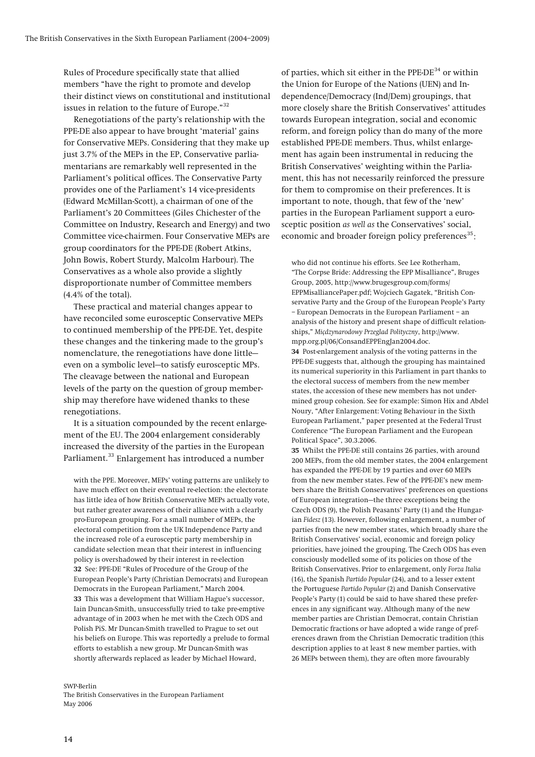Rules of Procedure specifically state that allied members "have the right to promote and develop their distinct views on constitutional and institutional issues in relation to the future of Europe."[32]

Renegotiations of the party's relationship with the PPE-DE also appear to have brought 'material' gains for Conservative MEPs. Considering that they make up just 3.7% of the MEPs in the EP, Conservative parliamentarians are remarkably well represented in the Parliament's political offices. The Conservative Party provides one of the Parliament's 14 vice-presidents (Edward McMillan-Scott), a chairman of one of the Parliament's 20 Committees (Giles Chichester of the Committee on Industry, Research and Energy) and two Committee vice-chairmen. Four Conservative MEPs are group coordinators for the PPE-DE (Robert Atkins, John Bowis, Robert Sturdy, Malcolm Harbour). The Conservatives as a whole also provide a slightly disproportionate number of Committee members (4.4% of the total).

These practical and material changes appear to have reconciled some eurosceptic Conservative MEPs to continued membership of the PPE-DE. Yet, despite these changes and the tinkering made to the group's nomenclature, the renegotiations have done little—even on a symbolic level—to satisfy eurosceptic MPs. The cleavage between the national and European levels of the party on the question of group membership may therefore have widened thanks to these renegotiations.

It is a situation compounded by the recent enlargement of the EU. The 2004 enlargement considerably increased the diversity of the parties in the European Parliament.[33] Enlargement has introduced a number of parties, which sit either in the PPE-DE[34] or within the Union for Europe of the Nations (UEN) and Independence/Democracy (Ind/Dem) groupings, that more closely share the British Conservatives' attitudes towards European integration, social and economic reform, and foreign policy than do many of the more established PPE-DE members. Thus, whilst enlargement has again been instrumental in reducing the British Conservatives' weighting within the Parliament, this has not necessarily reinforced the pressure for them to compromise on their preferences. It is important to note, though, that few of the 'new' parties in the European Parliament support a eurosceptic position *as well as* the Conservatives' social, economic and broader foreign policy preferences[35]:

with the PPE. Moreover, MEPs' voting patterns are unlikely to have much effect on their eventual re-election: the electorate has little idea of how British Conservative MEPs actually vote, but rather greater awareness of their alliance with a clearly pro-European grouping. For a small number of MEPs, the electoral competition from the UK Independence Party and the increased role of a eurosceptic party membership in candidate selection mean that their interest in influencing policy is overshadowed by their interest in re-election

**32** See: PPE-DE "Rules of Procedure of the Group of the European People's Party (Christian Democrats) and European Democrats in the European Parliament," March 2004.

**33** This was a development that William Hague's successor, Iain Duncan-Smith, unsuccessfully tried to take pre-emptive advantage of in 2003 when he met with the Czech ODS and Polish PiS. Mr Duncan-Smith travelled to Prague to set out his beliefs on Europe. This was reportedly a prelude to formal efforts to establish a new group. Mr Duncan-Smith was shortly afterwards replaced as leader by Michael Howard, who did not continue his efforts. See Lee Rotherham, "The Corpse Bride: Addressing the EPP Misalliance", Bruges Group, 2005, http://www.brugesgroup.com/forms/EPPMisalliancePaper.pdf; Wojciech Gagatek, "British Conservative Party and the Group of the European People's Party – European Democrats in the European Parliament – an analysis of the history and present shape of difficult relationships," *Międzynarodowy Przegląd Polityczny*, http://www.mpp.org.pl/06/ConsandEPPEngJan2004.doc.

**34** Post-enlargement analysis of the voting patterns in the PPE-DE suggests that, although the grouping has maintained its numerical superiority in this Parliament in part thanks to the electoral success of members from the new member states, the accession of these new members has not undermined group cohesion. See for example: Simon Hix and Abdel Noury, "After Enlargement: Voting Behaviour in the Sixth European Parliament," paper presented at the Federal Trust Conference "The European Parliament and the European Political Space", 30.3.2006.

**35** Whilst the PPE-DE still contains 26 parties, with around 200 MEPs, from the old member states, the 2004 enlargement has expanded the PPE-DE by 19 parties and over 60 MEPs from the new member states. Few of the PPE-DE's new members share the British Conservatives' preferences on questions of European integration—the three exceptions being the Czech ODS (9), the Polish Peasants' Party (1) and the Hungarian *Fidesz* (13). However, following enlargement, a number of parties from the new member states, which broadly share the British Conservatives' social, economic and foreign policy priorities, have joined the grouping. The Czech ODS has even consciously modelled some of its policies on those of the British Conservatives. Prior to enlargement, only *Forza Italia* (16), the Spanish *Partido Popular* (24), and to a lesser extent the Portuguese *Partido Popular* (2) and Danish Conservative People's Party (1) could be said to have shared these preferences in any significant way. Although many of the new member parties are Christian Democrat, contain Christian Democratic fractions or have adopted a wide range of preferences drawn from the Christian Democratic tradition (this description applies to at least 8 new member parties, with 26 MEPs between them), they are often more favourably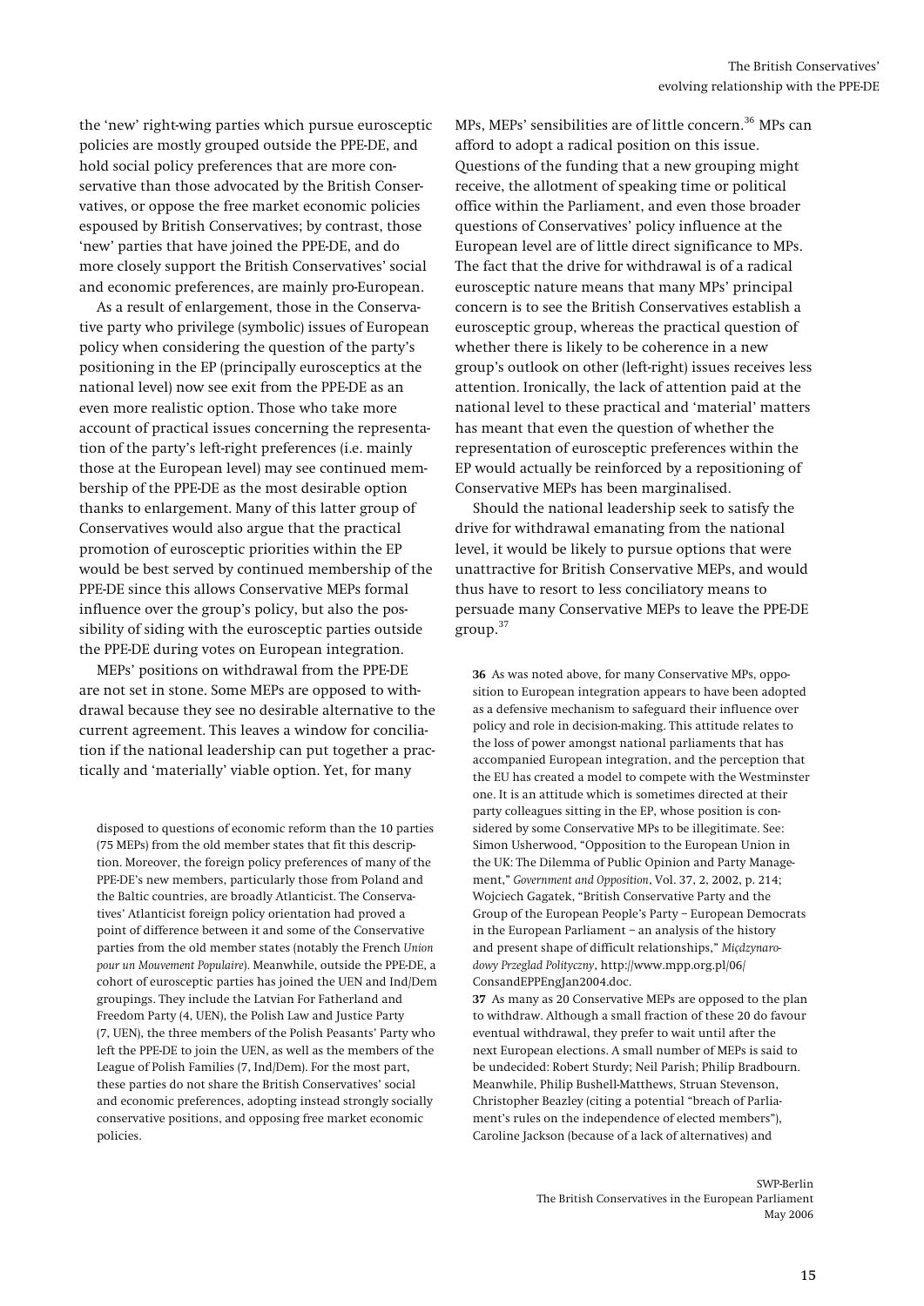the 'new' right-wing parties which pursue eurosceptic policies are mostly grouped outside the PPE-DE, and hold social policy preferences that are more conservative than those advocated by the British Conservatives, or oppose the free market economic policies espoused by British Conservatives; by contrast, those 'new' parties that have joined the PPE-DE, and do more closely support the British Conservatives' social and economic preferences, are mainly pro-European.

As a result of enlargement, those in the Conservative party who privilege (symbolic) issues of European policy when considering the question of the party's positioning in the EP (principally eurosceptics at the national level) now see exit from the PPE-DE as an even more realistic option. Those who take more account of practical issues concerning the representation of the party's left-right preferences (i.e. mainly those at the European level) may see continued membership of the PPE-DE as the most desirable option thanks to enlargement. Many of this latter group of Conservatives would also argue that the practical promotion of eurosceptic priorities within the EP would be best served by continued membership of the PPE-DE since this allows Conservative MEPs formal influence over the group's policy, but also the possibility of siding with the eurosceptic parties outside the PPE-DE during votes on European integration.

MEPs' positions on withdrawal from the PPE-DE are not set in stone. Some MEPs are opposed to withdrawal because they see no desirable alternative to the current agreement. This leaves a window for conciliation if the national leadership can put together a practically and 'materially' viable option. Yet, for many MPs, MEPs' sensibilities are of little concern.[36] MPs can afford to adopt a radical position on this issue. Questions of the funding that a new grouping might receive, the allotment of speaking time or political office within the Parliament, and even those broader questions of Conservatives' policy influence at the European level are of little direct significance to MPs. The fact that the drive for withdrawal is of a radical eurosceptic nature means that many MPs' principal concern is to see the British Conservatives establish a eurosceptic group, whereas the practical question of whether there is likely to be coherence in a new group's outlook on other (left-right) issues receives less attention. Ironically, the lack of attention paid at the national level to these practical and 'material' matters has meant that even the question of whether the representation of eurosceptic preferences within the EP would actually be reinforced by a repositioning of Conservative MEPs has been marginalised.

Should the national leadership seek to satisfy the drive for withdrawal emanating from the national level, it would be likely to pursue options that were unattractive for British Conservative MEPs, and would thus have to resort to less conciliatory means to persuade many Conservative MEPs to leave the PPE-DE group.[37]

disposed to questions of economic reform than the 10 parties (75 MEPs) from the old member states that fit this description. Moreover, the foreign policy preferences of many of the PPE-DE's new members, particularly those from Poland and the Baltic countries, are broadly Atlanticist. The Conservatives' Atlanticist foreign policy orientation had proved a point of difference between it and some of the Conservative parties from the old member states (notably the French *Union pour un Mouvement Populaire*). Meanwhile, outside the PPE-DE, a cohort of eurosceptic parties has joined the UEN and Ind/Dem groupings. They include the Latvian For Fatherland and Freedom Party (4, UEN), the Polish Law and Justice Party (7, UEN), the three members of the Polish Peasants' Party who left the PPE-DE to join the UEN, as well as the members of the League of Polish Families (7, Ind/Dem). For the most part, these parties do not share the British Conservatives' social and economic preferences, adopting instead strongly socially conservative positions, and opposing free market economic policies.

**36** As was noted above, for many Conservative MPs, opposition to European integration appears to have been adopted as a defensive mechanism to safeguard their influence over policy and role in decision-making. This attitude relates to the loss of power amongst national parliaments that has accompanied European integration, and the perception that the EU has created a model to compete with the Westminster one. It is an attitude which is sometimes directed at their party colleagues sitting in the EP, whose position is considered by some Conservative MPs to be illegitimate. See: Simon Usherwood, "Opposition to the European Union in the UK: The Dilemma of Public Opinion and Party Management," *Government and Opposition*, Vol. 37, 2, 2002, p. 214; Wojciech Gagatek, "British Conservative Party and the Group of the European People's Party – European Democrats in the European Parliament – an analysis of the history and present shape of difficult relationships," *Międzynarodowy Przeglad Polityczny*, http://www.mpp.org.pl/06/ConsandEPPEngJan2004.doc.

**37** As many as 20 Conservative MEPs are opposed to the plan to withdraw. Although a small fraction of these 20 do favour eventual withdrawal, they prefer to wait until after the next European elections. A small number of MEPs is said to be undecided: Robert Sturdy; Neil Parish; Philip Bradbourn. Meanwhile, Philip Bushell-Matthews, Struan Stevenson, Christopher Beazley (citing a potential "breach of Parliament's rules on the independence of elected members"), Caroline Jackson (because of a lack of alternatives) and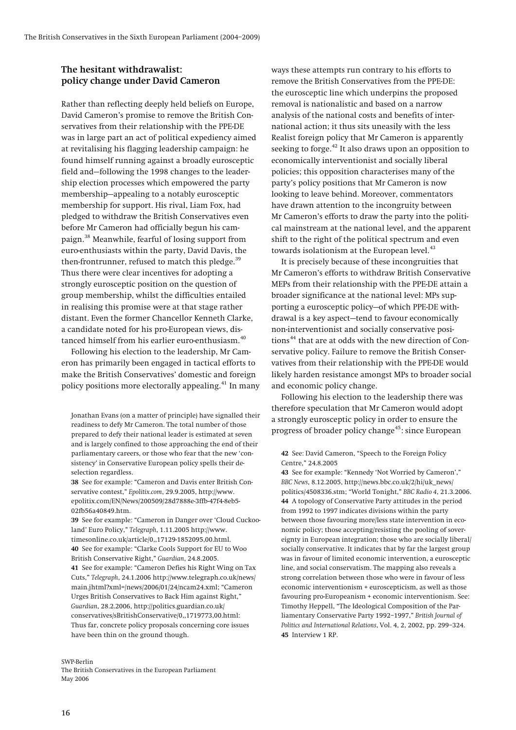## The hesitant withdrawalist: policy change under David Cameron

Rather than reflecting deeply held beliefs on Europe, David Cameron's promise to remove the British Conservatives from their relationship with the PPE-DE was in large part an act of political expediency aimed at revitalising his flagging leadership campaign: he found himself running against a broadly eurosceptic field and—following the 1998 changes to the leadership election processes which empowered the party membership—appealing to a notably eurosceptic membership for support. His rival, Liam Fox, had pledged to withdraw the British Conservatives even before Mr Cameron had officially begun his campaign.[38] Meanwhile, fearful of losing support from euro-enthusiasts within the party, David Davis, the then-frontrunner, refused to match this pledge.[39] Thus there were clear incentives for adopting a strongly eurosceptic position on the question of group membership, whilst the difficulties entailed in realising this promise were at that stage rather distant. Even the former Chancellor Kenneth Clarke, a candidate noted for his pro-European views, distanced himself from his earlier euro-enthusiasm.[40]

Following his election to the leadership, Mr Cameron has primarily been engaged in tactical efforts to make the British Conservatives' domestic and foreign policy positions more electorally appealing.[41] In many ways these attempts run contrary to his efforts to remove the British Conservatives from the PPE-DE: the eurosceptic line which underpins the proposed removal is nationalistic and based on a narrow analysis of the national costs and benefits of international action; it thus sits uneasily with the less Realist foreign policy that Mr Cameron is apparently seeking to forge.[42] It also draws upon an opposition to economically interventionist and socially liberal policies; this opposition characterises many of the party's policy positions that Mr Cameron is now looking to leave behind. Moreover, commentators have drawn attention to the incongruity between Mr Cameron's efforts to draw the party into the political mainstream at the national level, and the apparent shift to the right of the political spectrum and even towards isolationism at the European level.[43]

It is precisely because of these incongruities that Mr Cameron's efforts to withdraw British Conservative MEPs from their relationship with the PPE-DE attain a broader significance at the national level: MPs supporting a eurosceptic policy—of which PPE-DE withdrawal is a key aspect—tend to favour economically non-interventionist and socially conservative positions[44] that are at odds with the new direction of Conservative policy. Failure to remove the British Conservatives from their relationship with the PPE-DE would likely harden resistance amongst MPs to broader social and economic policy change.

Following his election to the leadership there was therefore speculation that Mr Cameron would adopt a strongly eurosceptic policy in order to ensure the progress of broader policy change[45]: since European

Jonathan Evans (on a matter of principle) have signalled their readiness to defy Mr Cameron. The total number of those prepared to defy their national leader is estimated at seven and is largely confined to those approaching the end of their parliamentary careers, or those who fear that the new 'consistency' in Conservative European policy spells their deselection regardless.

38 See for example: "Cameron and Davis enter British Conservative contest," *Epolitix.com*, 29.9.2005, http://www.epolitix.com/EN/News/200509/28d7888e-3ffb-47f4-8eb5-02fb56a40849.htm.

39 See for example: "Cameron in Danger over 'Cloud Cuckooland' Euro Policy," *Telegraph*, 1.11.2005 http://www.timesonline.co.uk/article/0,,17129-1852095,00.html.

40 See for example: "Clarke Cools Support for EU to Woo British Conservative Right," *Guardian*, 24.8.2005.

41 See for example: "Cameron Defies his Right Wing on Tax Cuts," *Telegraph*, 24.1.2006 http://www.telegraph.co.uk/news/main.jhtml?xml=/news/2006/01/24/ncam24.xml; "Cameron Urges British Conservatives to Back Him against Right," *Guardian*, 28.2.2006, http://politics.guardian.co.uk/conservatives/sBritishConservative/0,,1719773,00.html: Thus far, concrete policy proposals concerning core issues have been thin on the ground though.

42 See: David Cameron, "Speech to the Foreign Policy Centre," 24.8.2005

43 See for example: "Kennedy 'Not Worried by Cameron'," *BBC News*, 8.12.2005, http://news.bbc.co.uk/2/hi/uk_news/politics/4508336.stm; "World Tonight," *BBC Radio 4*, 21.3.2006.

44 A topology of Conservative Party attitudes in the period from 1992 to 1997 indicates divisions within the party between those favouring more/less state intervention in economic policy; those accepting/resisting the pooling of sovereignty in European integration; those who are socially liberal/socially conservative. It indicates that by far the largest group was in favour of limited economic intervention, a eurosceptic line, and social conservatism. The mapping also reveals a strong correlation between those who were in favour of less economic interventionism + euroscepticism, as well as those favouring pro-Europeanism + economic interventionism. See: Timothy Heppell, "The Ideological Composition of the Parliamentary Conservative Party 1992–1997," *British Journal of Politics and International Relations*, Vol. 4, 2, 2002, pp. 299–324.

45 Interview 1 RP.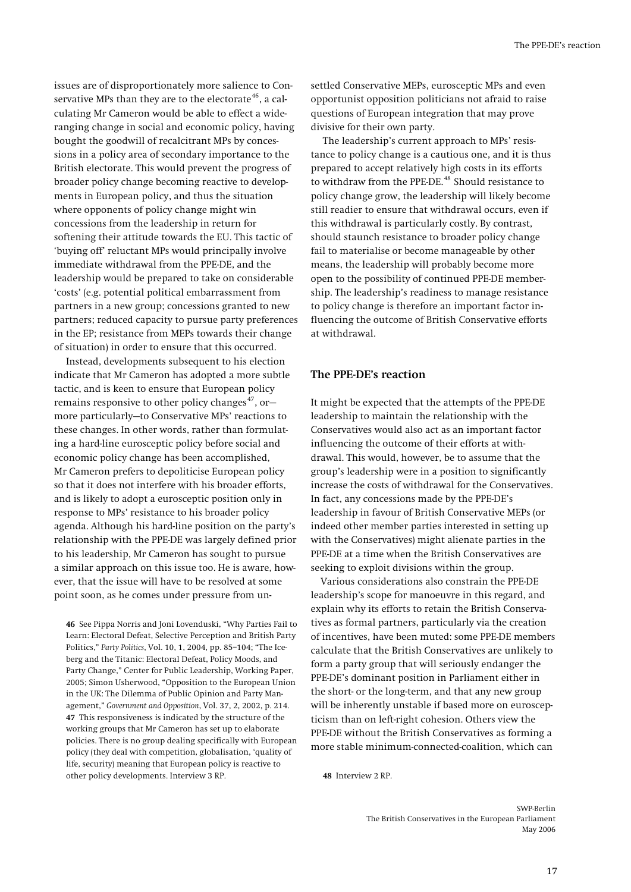issues are of disproportionately more salience to Conservative MPs than they are to the electorate[46], a calculating Mr Cameron would be able to effect a wide-ranging change in social and economic policy, having bought the goodwill of recalcitrant MPs by concessions in a policy area of secondary importance to the British electorate. This would prevent the progress of broader policy change becoming reactive to developments in European policy, and thus the situation where opponents of policy change might win concessions from the leadership in return for softening their attitude towards the EU. This tactic of 'buying off' reluctant MPs would principally involve immediate withdrawal from the PPE-DE, and the leadership would be prepared to take on considerable 'costs' (e.g. potential political embarrassment from partners in a new group; concessions granted to new partners; reduced capacity to pursue party preferences in the EP; resistance from MEPs towards their change of situation) in order to ensure that this occurred.

Instead, developments subsequent to his election indicate that Mr Cameron has adopted a more subtle tactic, and is keen to ensure that European policy remains responsive to other policy changes[47], or—more particularly—to Conservative MPs' reactions to these changes. In other words, rather than formulating a hard-line eurosceptic policy before social and economic policy change has been accomplished, Mr Cameron prefers to depoliticise European policy so that it does not interfere with his broader efforts, and is likely to adopt a eurosceptic position only in response to MPs' resistance to his broader policy agenda. Although his hard-line position on the party's relationship with the PPE-DE was largely defined prior to his leadership, Mr Cameron has sought to pursue a similar approach on this issue too. He is aware, however, that the issue will have to be resolved at some point soon, as he comes under pressure from unsettled Conservative MEPs, eurosceptic MPs and even opportunist opposition politicians not afraid to raise questions of European integration that may prove divisive for their own party.

The leadership's current approach to MPs' resistance to policy change is a cautious one, and it is thus prepared to accept relatively high costs in its efforts to withdraw from the PPE-DE.[48] Should resistance to policy change grow, the leadership will likely become still readier to ensure that withdrawal occurs, even if this withdrawal is particularly costly. By contrast, should staunch resistance to broader policy change fail to materialise or become manageable by other means, the leadership will probably become more open to the possibility of continued PPE-DE membership. The leadership's readiness to manage resistance to policy change is therefore an important factor influencing the outcome of British Conservative efforts at withdrawal.

## The PPE-DE's reaction

It might be expected that the attempts of the PPE-DE leadership to maintain the relationship with the Conservatives would also act as an important factor influencing the outcome of their efforts at withdrawal. This would, however, be to assume that the group's leadership were in a position to significantly increase the costs of withdrawal for the Conservatives. In fact, any concessions made by the PPE-DE's leadership in favour of British Conservative MEPs (or indeed other member parties interested in setting up with the Conservatives) might alienate parties in the PPE-DE at a time when the British Conservatives are seeking to exploit divisions within the group.

Various considerations also constrain the PPE-DE leadership's scope for manoeuvre in this regard, and explain why its efforts to retain the British Conservatives as formal partners, particularly via the creation of incentives, have been muted: some PPE-DE members calculate that the British Conservatives are unlikely to form a party group that will seriously endanger the PPE-DE's dominant position in Parliament either in the short- or the long-term, and that any new group will be inherently unstable if based more on euroscepticism than on left-right cohesion. Others view the PPE-DE without the British Conservatives as forming a more stable minimum-connected-coalition, which can

**46** See Pippa Norris and Joni Lovenduski, "Why Parties Fail to Learn: Electoral Defeat, Selective Perception and British Party Politics," *Party Politics*, Vol. 10, 1, 2004, pp. 85–104; "The Iceberg and the Titanic: Electoral Defeat, Policy Moods, and Party Change," Center for Public Leadership, Working Paper, 2005; Simon Usherwood, "Opposition to the European Union in the UK: The Dilemma of Public Opinion and Party Management," *Government and Opposition*, Vol. 37, 2, 2002, p. 214.

**47** This responsiveness is indicated by the structure of the working groups that Mr Cameron has set up to elaborate policies. There is no group dealing specifically with European policy (they deal with competition, globalisation, 'quality of life, security) meaning that European policy is reactive to other policy developments. Interview 3 RP.

**48** Interview 2 RP.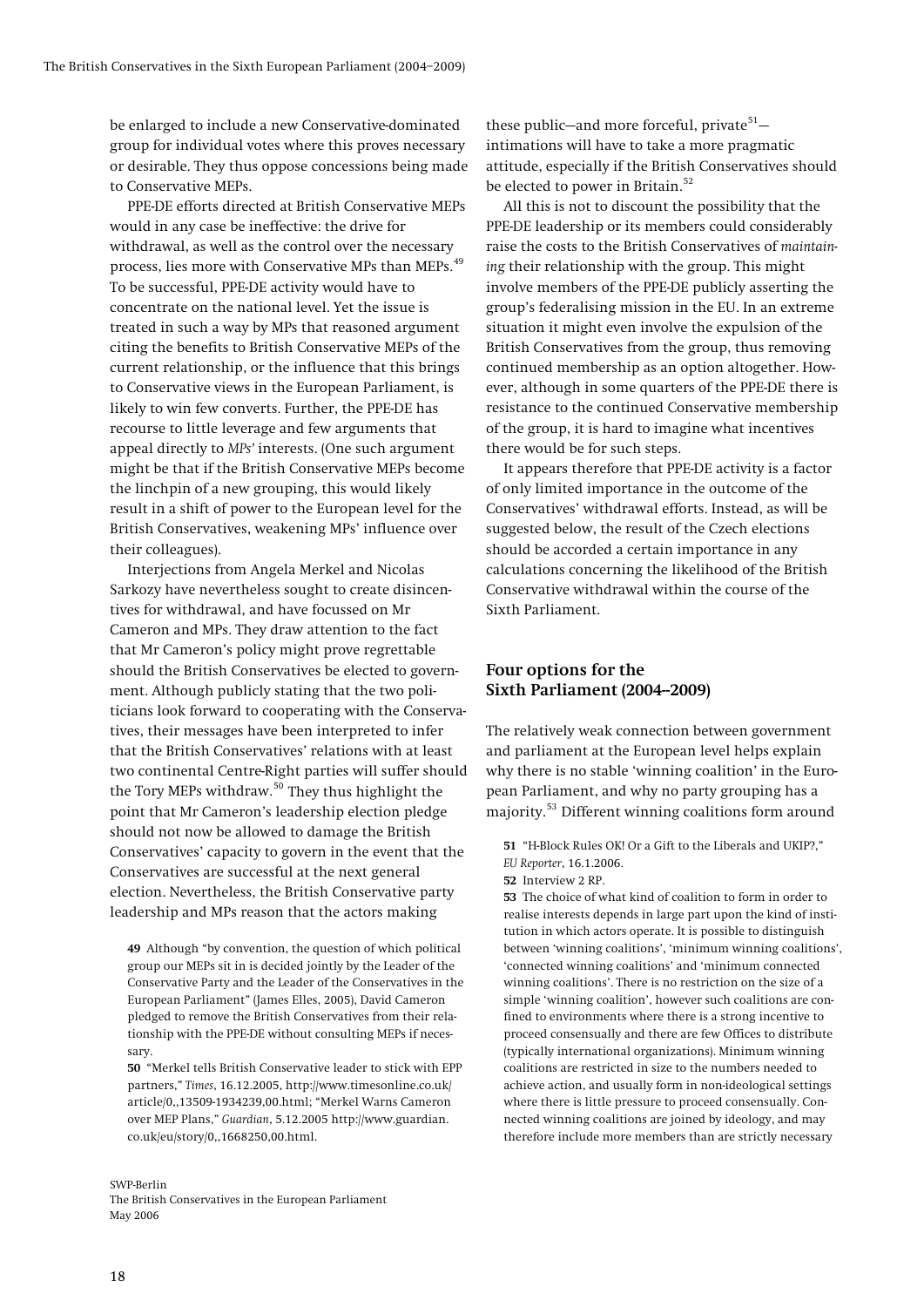be enlarged to include a new Conservative-dominated group for individual votes where this proves necessary or desirable. They thus oppose concessions being made to Conservative MEPs.

PPE-DE efforts directed at British Conservative MEPs would in any case be ineffective: the drive for withdrawal, as well as the control over the necessary process, lies more with Conservative MPs than MEPs.[49] To be successful, PPE-DE activity would have to concentrate on the national level. Yet the issue is treated in such a way by MPs that reasoned argument citing the benefits to British Conservative MEPs of the current relationship, or the influence that this brings to Conservative views in the European Parliament, is likely to win few converts. Further, the PPE-DE has recourse to little leverage and few arguments that appeal directly to *MPs'* interests. (One such argument might be that if the British Conservative MEPs become the linchpin of a new grouping, this would likely result in a shift of power to the European level for the British Conservatives, weakening MPs' influence over their colleagues).

Interjections from Angela Merkel and Nicolas Sarkozy have nevertheless sought to create disincentives for withdrawal, and have focussed on Mr Cameron and MPs. They draw attention to the fact that Mr Cameron's policy might prove regrettable should the British Conservatives be elected to government. Although publicly stating that the two politicians look forward to cooperating with the Conservatives, their messages have been interpreted to infer that the British Conservatives' relations with at least two continental Centre-Right parties will suffer should the Tory MEPs withdraw.[50] They thus highlight the point that Mr Cameron's leadership election pledge should not now be allowed to damage the British Conservatives' capacity to govern in the event that the Conservatives are successful at the next general election. Nevertheless, the British Conservative party leadership and MPs reason that the actors making these public—and more forceful, private[51]—intimations will have to take a more pragmatic attitude, especially if the British Conservatives should be elected to power in Britain.[52]

All this is not to discount the possibility that the PPE-DE leadership or its members could considerably raise the costs to the British Conservatives of *maintaining* their relationship with the group. This might involve members of the PPE-DE publicly asserting the group's federalising mission in the EU. In an extreme situation it might even involve the expulsion of the British Conservatives from the group, thus removing continued membership as an option altogether. However, although in some quarters of the PPE-DE there is resistance to the continued Conservative membership of the group, it is hard to imagine what incentives there would be for such steps.

It appears therefore that PPE-DE activity is a factor of only limited importance in the outcome of the Conservatives' withdrawal efforts. Instead, as will be suggested below, the result of the Czech elections should be accorded a certain importance in any calculations concerning the likelihood of the British Conservative withdrawal within the course of the Sixth Parliament.

## Four options for the Sixth Parliament (2004–2009)

The relatively weak connection between government and parliament at the European level helps explain why there is no stable 'winning coalition' in the European Parliament, and why no party grouping has a majority.[53] Different winning coalitions form around

49 Although "by convention, the question of which political group our MEPs sit in is decided jointly by the Leader of the Conservative Party and the Leader of the Conservatives in the European Parliament" (James Elles, 2005), David Cameron pledged to remove the British Conservatives from their relationship with the PPE-DE without consulting MEPs if necessary.

50 "Merkel tells British Conservative leader to stick with EPP partners," *Times*, 16.12.2005, http://www.timesonline.co.uk/article/0,,13509-1934239,00.html; "Merkel Warns Cameron over MEP Plans," *Guardian*, 5.12.2005 http://www.guardian.co.uk/eu/story/0,,1668250,00.html.

51 "H-Block Rules OK! Or a Gift to the Liberals and UKIP?," *EU Reporter*, 16.1.2006.

52 Interview 2 RP.

53 The choice of what kind of coalition to form in order to realise interests depends in large part upon the kind of institution in which actors operate. It is possible to distinguish between 'winning coalitions', 'minimum winning coalitions', 'connected winning coalitions' and 'minimum connected winning coalitions'. There is no restriction on the size of a simple 'winning coalition', however such coalitions are confined to environments where there is a strong incentive to proceed consensually and there are few Offices to distribute (typically international organizations). Minimum winning coalitions are restricted in size to the numbers needed to achieve action, and usually form in non-ideological settings where there is little pressure to proceed consensually. Connected winning coalitions are joined by ideology, and may therefore include more members than are strictly necessary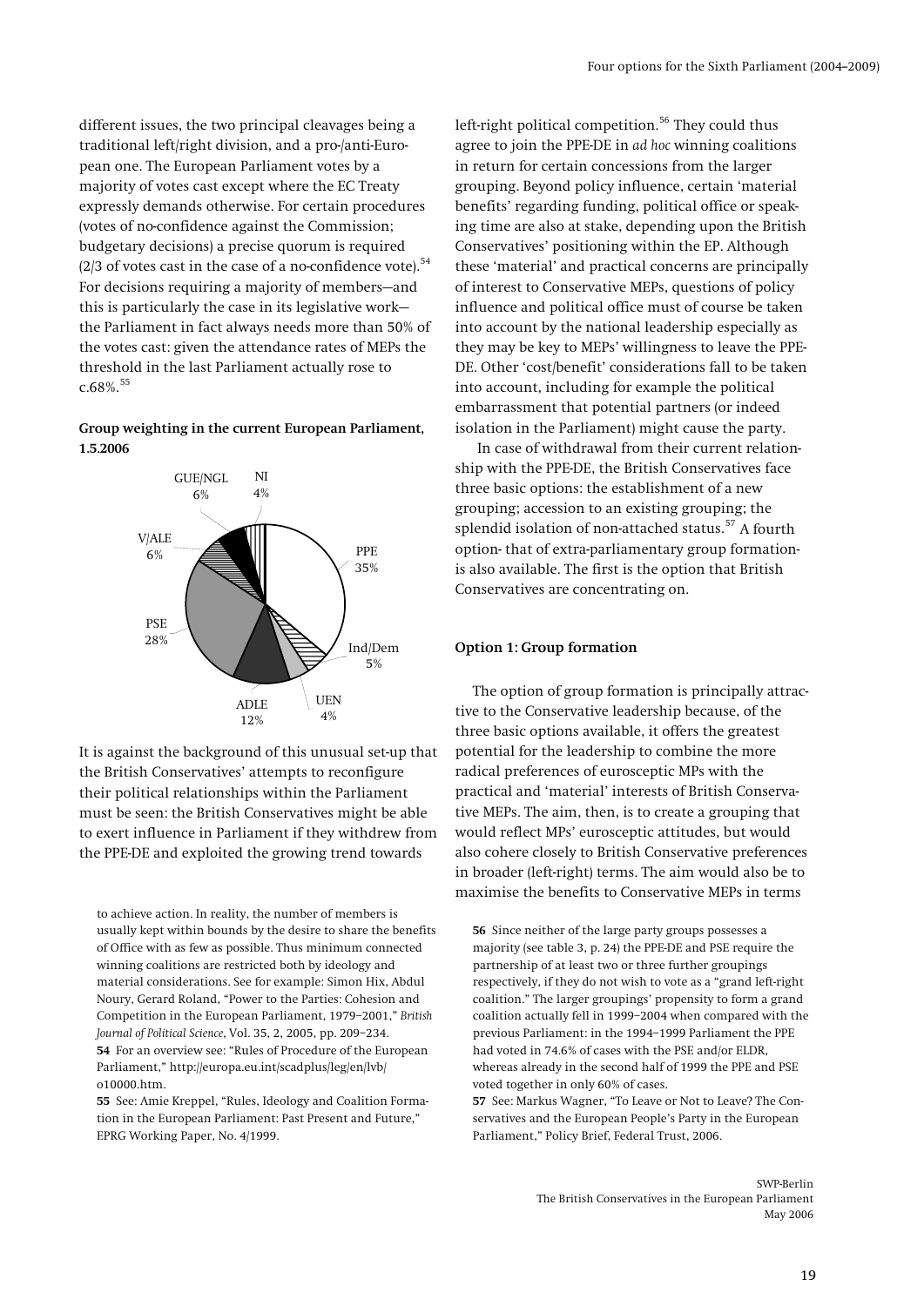different issues, the two principal cleavages being a traditional left/right division, and a pro-/anti-European one. The European Parliament votes by a majority of votes cast except where the EC Treaty expressly demands otherwise. For certain procedures (votes of no-confidence against the Commission; budgetary decisions) a precise quorum is required (2/3 of votes cast in the case of a no-confidence vote).[54] For decisions requiring a majority of members—and this is particularly the case in its legislative work—the Parliament in fact always needs more than 50% of the votes cast: given the attendance rates of MEPs the threshold in the last Parliament actually rose to c.68%.[55]

**Group weighting in the current European Parliament, 1.5.2006**

| Group | Share |
|---|---|
| PPE | 35% |
| Ind/Dem | 5% |
| UEN | 4% |
| ADLE | 12% |
| PSE | 28% |
| V/ALE | 6% |
| GUE/NGL | 6% |
| NI | 4% |

It is against the background of this unusual set-up that the British Conservatives' attempts to reconfigure their political relationships within the Parliament must be seen: the British Conservatives might be able to exert influence in Parliament if they withdrew from the PPE-DE and exploited the growing trend towards left-right political competition.[56] They could thus agree to join the PPE-DE in *ad hoc* winning coalitions in return for certain concessions from the larger grouping. Beyond policy influence, certain 'material benefits' regarding funding, political office or speaking time are also at stake, depending upon the British Conservatives' positioning within the EP. Although these 'material' and practical concerns are principally of interest to Conservative MEPs, questions of policy influence and political office must of course be taken into account by the national leadership especially as they may be key to MEPs' willingness to leave the PPE-DE. Other 'cost/benefit' considerations fall to be taken into account, including for example the political embarrassment that potential partners (or indeed isolation in the Parliament) might cause the party.

In case of withdrawal from their current relationship with the PPE-DE, the British Conservatives face three basic options: the establishment of a new grouping; accession to an existing grouping; the splendid isolation of non-attached status.[57] A fourth option- that of extra-parliamentary group formation- is also available. The first is the option that British Conservatives are concentrating on.

### Option 1: Group formation

The option of group formation is principally attractive to the Conservative leadership because, of the three basic options available, it offers the greatest potential for the leadership to combine the more radical preferences of eurosceptic MPs with the practical and 'material' interests of British Conservative MEPs. The aim, then, is to create a grouping that would reflect MPs' eurosceptic attitudes, but would also cohere closely to British Conservative preferences in broader (left-right) terms. The aim would also be to maximise the benefits to Conservative MEPs in terms

---

to achieve action. In reality, the number of members is usually kept within bounds by the desire to share the benefits of Office with as few as possible. Thus minimum connected winning coalitions are restricted both by ideology and material considerations. See for example: Simon Hix, Abdul Noury, Gerard Roland, "Power to the Parties: Cohesion and Competition in the European Parliament, 1979–2001," *British Journal of Political Science*, Vol. 35, 2, 2005, pp. 209–234.

**54** For an overview see: "Rules of Procedure of the European Parliament," http://europa.eu.int/scadplus/leg/en/lvb/o10000.htm.

**55** See: Amie Kreppel, "Rules, Ideology and Coalition Formation in the European Parliament: Past Present and Future," EPRG Working Paper, No. 4/1999.

**56** Since neither of the large party groups possesses a majority (see table 3, p. 24) the PPE-DE and PSE require the partnership of at least two or three further groupings respectively, if they do not wish to vote as a "grand left-right coalition." The larger groupings' propensity to form a grand coalition actually fell in 1999–2004 when compared with the previous Parliament: in the 1994–1999 Parliament the PPE had voted in 74.6% of cases with the PSE and/or ELDR, whereas already in the second half of 1999 the PPE and PSE voted together in only 60% of cases.

**57** See: Markus Wagner, "To Leave or Not to Leave? The Conservatives and the European People's Party in the European Parliament," Policy Brief, Federal Trust, 2006.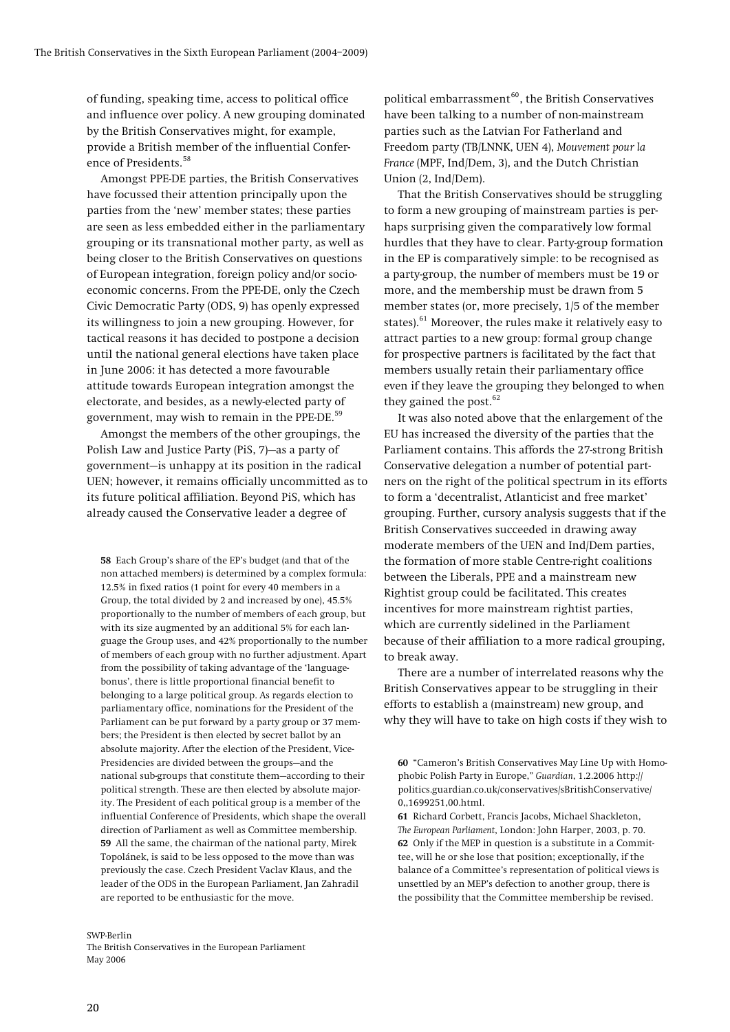of funding, speaking time, access to political office and influence over policy. A new grouping dominated by the British Conservatives might, for example, provide a British member of the influential Conference of Presidents.[58]

Amongst PPE-DE parties, the British Conservatives have focussed their attention principally upon the parties from the 'new' member states; these parties are seen as less embedded either in the parliamentary grouping or its transnational mother party, as well as being closer to the British Conservatives on questions of European integration, foreign policy and/or socio-economic concerns. From the PPE-DE, only the Czech Civic Democratic Party (ODS, 9) has openly expressed its willingness to join a new grouping. However, for tactical reasons it has decided to postpone a decision until the national general elections have taken place in June 2006: it has detected a more favourable attitude towards European integration amongst the electorate, and besides, as a newly-elected party of government, may wish to remain in the PPE-DE.[59]

Amongst the members of the other groupings, the Polish Law and Justice Party (PiS, 7)—as a party of government—is unhappy at its position in the radical UEN; however, it remains officially uncommitted as to its future political affiliation. Beyond PiS, which has already caused the Conservative leader a degree of political embarrassment[60], the British Conservatives have been talking to a number of non-mainstream parties such as the Latvian For Fatherland and Freedom party (TB/LNNK, UEN 4), *Mouvement pour la France* (MPF, Ind/Dem, 3), and the Dutch Christian Union (2, Ind/Dem).

That the British Conservatives should be struggling to form a new grouping of mainstream parties is perhaps surprising given the comparatively low formal hurdles that they have to clear. Party-group formation in the EP is comparatively simple: to be recognised as a party-group, the number of members must be 19 or more, and the membership must be drawn from 5 member states (or, more precisely, 1/5 of the member states).[61] Moreover, the rules make it relatively easy to attract parties to a new group: formal group change for prospective partners is facilitated by the fact that members usually retain their parliamentary office even if they leave the grouping they belonged to when they gained the post.[62]

It was also noted above that the enlargement of the EU has increased the diversity of the parties that the Parliament contains. This affords the 27-strong British Conservative delegation a number of potential partners on the right of the political spectrum in its efforts to form a 'decentralist, Atlanticist and free market' grouping. Further, cursory analysis suggests that if the British Conservatives succeeded in drawing away moderate members of the UEN and Ind/Dem parties, the formation of more stable Centre-right coalitions between the Liberals, PPE and a mainstream new Rightist group could be facilitated. This creates incentives for more mainstream rightist parties, which are currently sidelined in the Parliament because of their affiliation to a more radical grouping, to break away.

There are a number of interrelated reasons why the British Conservatives appear to be struggling in their efforts to establish a (mainstream) new group, and why they will have to take on high costs if they wish to

58 Each Group's share of the EP's budget (and that of the non attached members) is determined by a complex formula: 12.5% in fixed ratios (1 point for every 40 members in a Group, the total divided by 2 and increased by one), 45.5% proportionally to the number of members of each group, but with its size augmented by an additional 5% for each language the Group uses, and 42% proportionally to the number of members of each group with no further adjustment. Apart from the possibility of taking advantage of the 'language-bonus', there is little proportional financial benefit to belonging to a large political group. As regards election to parliamentary office, nominations for the President of the Parliament can be put forward by a party group or 37 members; the President is then elected by secret ballot by an absolute majority. After the election of the President, Vice-Presidencies are divided between the groups—and the national sub-groups that constitute them—according to their political strength. These are then elected by absolute majority. The President of each political group is a member of the influential Conference of Presidents, which shape the overall direction of Parliament as well as Committee membership.

59 All the same, the chairman of the national party, Mirek Topolánek, is said to be less opposed to the move than was previously the case. Czech President Vaclav Klaus, and the leader of the ODS in the European Parliament, Jan Zahradil are reported to be enthusiastic for the move.

60 "Cameron's British Conservatives May Line Up with Homophobic Polish Party in Europe," *Guardian*, 1.2.2006 http://politics.guardian.co.uk/conservatives/sBritishConservative/0,,1699251,00.html.

61 Richard Corbett, Francis Jacobs, Michael Shackleton, *The European Parliament*, London: John Harper, 2003, p. 70.

62 Only if the MEP in question is a substitute in a Committee, will he or she lose that position; exceptionally, if the balance of a Committee's representation of political views is unsettled by an MEP's defection to another group, there is the possibility that the Committee membership be revised.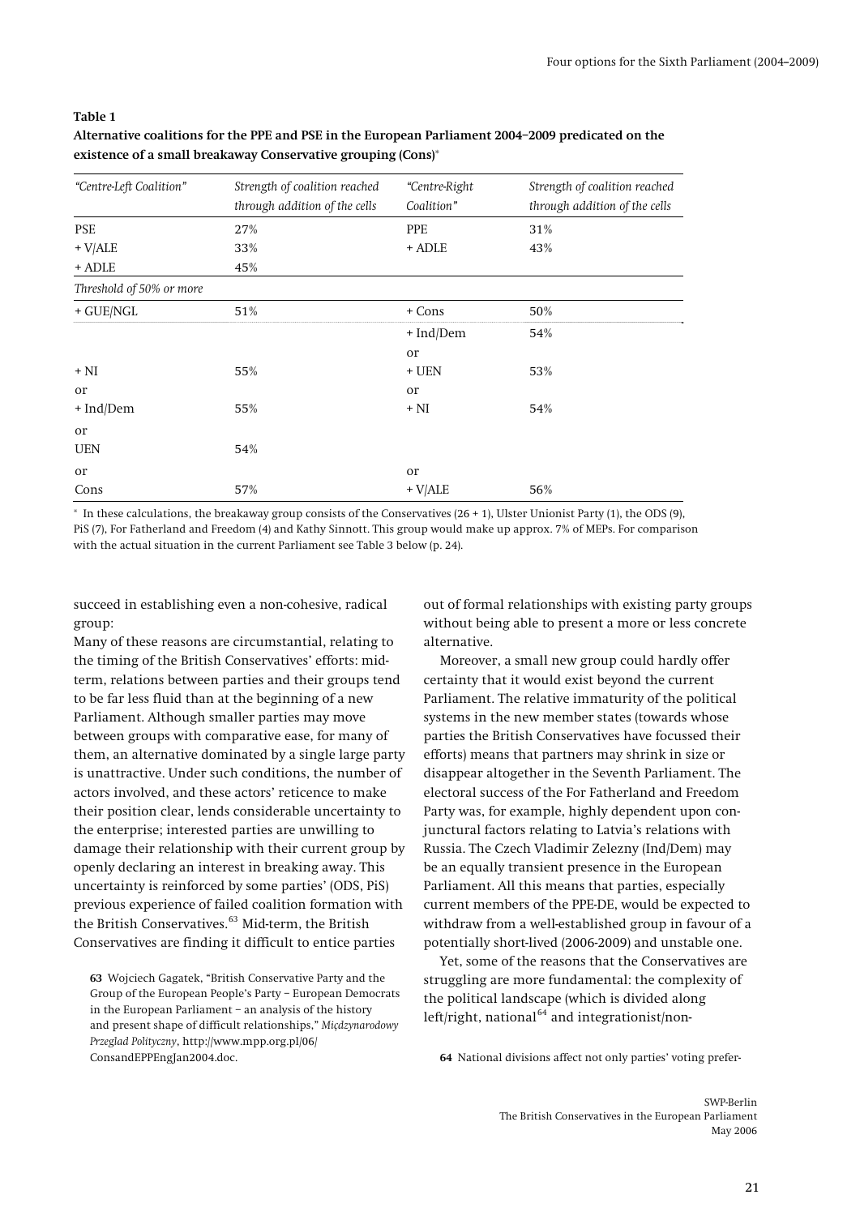**Table 1**

**Alternative coalitions for the PPE and PSE in the European Parliament 2004–2009 predicated on the existence of a small breakaway Conservative grouping (Cons)***

| *"Centre-Left Coalition"* | *Strength of coalition reached through addition of the cells* | *"Centre-Right Coalition"* | *Strength of coalition reached through addition of the cells* |
|---|---|---|---|
| PSE | 27% | PPE | 31% |
| + V/ALE | 33% | + ADLE | 43% |
| + ADLE | 45% | | |
| *Threshold of 50% or more* | | | |
| + GUE/NGL | 51% | + Cons | 50% |
| | | + Ind/Dem | 54% |
| | | or | |
| + NI | 55% | + UEN | 53% |
| or | | or | |
| + Ind/Dem | 55% | + NI | 54% |
| or | | | |
| UEN | 54% | | |
| or | | or | |
| Cons | 57% | + V/ALE | 56% |

* In these calculations, the breakaway group consists of the Conservatives (26 + 1), Ulster Unionist Party (1), the ODS (9), PiS (7), For Fatherland and Freedom (4) and Kathy Sinnott. This group would make up approx. 7% of MEPs. For comparison with the actual situation in the current Parliament see Table 3 below (p. 24).

succeed in establishing even a non-cohesive, radical group:

Many of these reasons are circumstantial, relating to the timing of the British Conservatives' efforts: mid-term, relations between parties and their groups tend to be far less fluid than at the beginning of a new Parliament. Although smaller parties may move between groups with comparative ease, for many of them, an alternative dominated by a single large party is unattractive. Under such conditions, the number of actors involved, and these actors' reticence to make their position clear, lends considerable uncertainty to the enterprise; interested parties are unwilling to damage their relationship with their current group by openly declaring an interest in breaking away. This uncertainty is reinforced by some parties' (ODS, PiS) previous experience of failed coalition formation with the British Conservatives.[63] Mid-term, the British Conservatives are finding it difficult to entice parties out of formal relationships with existing party groups without being able to present a more or less concrete alternative.

Moreover, a small new group could hardly offer certainty that it would exist beyond the current Parliament. The relative immaturity of the political systems in the new member states (towards whose parties the British Conservatives have focussed their efforts) means that partners may shrink in size or disappear altogether in the Seventh Parliament. The electoral success of the For Fatherland and Freedom Party was, for example, highly dependent upon conjunctural factors relating to Latvia's relations with Russia. The Czech Vladimir Zelezny (Ind/Dem) may be an equally transient presence in the European Parliament. All this means that parties, especially current members of the PPE-DE, would be expected to withdraw from a well-established group in favour of a potentially short-lived (2006-2009) and unstable one.

Yet, some of the reasons that the Conservatives are struggling are more fundamental: the complexity of the political landscape (which is divided along left/right, national[64] and integrationist/non-

**63** Wojciech Gagatek, "British Conservative Party and the Group of the European People's Party – European Democrats in the European Parliament – an analysis of the history and present shape of difficult relationships," *Międzynarodowy Przeglad Polityczny*, http://www.mpp.org.pl/06/ConsandEPPEngJan2004.doc.

**64** National divisions affect not only parties' voting prefer-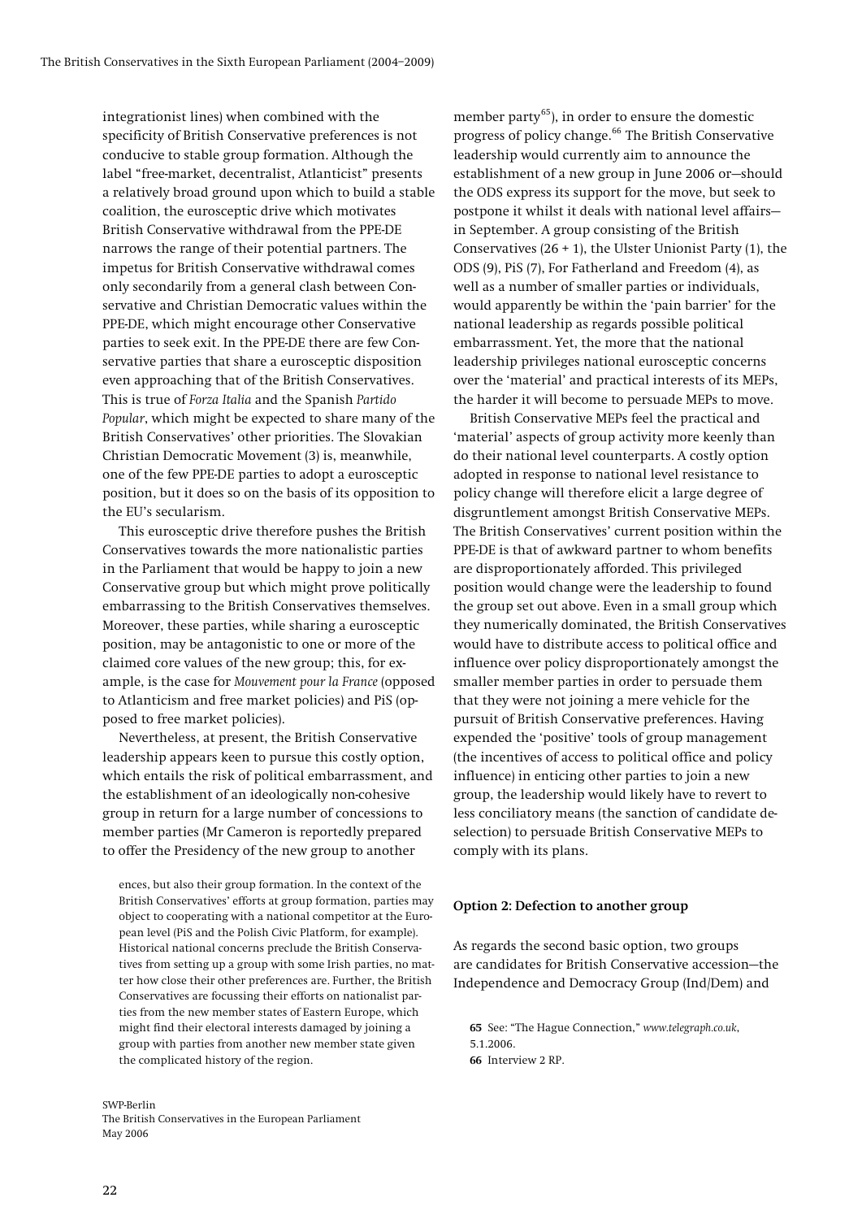integrationist lines) when combined with the specificity of British Conservative preferences is not conducive to stable group formation. Although the label "free-market, decentralist, Atlanticist" presents a relatively broad ground upon which to build a stable coalition, the eurosceptic drive which motivates British Conservative withdrawal from the PPE-DE narrows the range of their potential partners. The impetus for British Conservative withdrawal comes only secondarily from a general clash between Conservative and Christian Democratic values within the PPE-DE, which might encourage other Conservative parties to seek exit. In the PPE-DE there are few Conservative parties that share a eurosceptic disposition even approaching that of the British Conservatives. This is true of *Forza Italia* and the Spanish *Partido Popular*, which might be expected to share many of the British Conservatives' other priorities. The Slovakian Christian Democratic Movement (3) is, meanwhile, one of the few PPE-DE parties to adopt a eurosceptic position, but it does so on the basis of its opposition to the EU's secularism.

This eurosceptic drive therefore pushes the British Conservatives towards the more nationalistic parties in the Parliament that would be happy to join a new Conservative group but which might prove politically embarrassing to the British Conservatives themselves. Moreover, these parties, while sharing a eurosceptic position, may be antagonistic to one or more of the claimed core values of the new group; this, for example, is the case for *Mouvement pour la France* (opposed to Atlanticism and free market policies) and PiS (opposed to free market policies).

Nevertheless, at present, the British Conservative leadership appears keen to pursue this costly option, which entails the risk of political embarrassment, and the establishment of an ideologically non-cohesive group in return for a large number of concessions to member parties (Mr Cameron is reportedly prepared to offer the Presidency of the new group to another member party[65]), in order to ensure the domestic progress of policy change.[66] The British Conservative leadership would currently aim to announce the establishment of a new group in June 2006 or—should the ODS express its support for the move, but seek to postpone it whilst it deals with national level affairs—in September. A group consisting of the British Conservatives (26 + 1), the Ulster Unionist Party (1), the ODS (9), PiS (7), For Fatherland and Freedom (4), as well as a number of smaller parties or individuals, would apparently be within the 'pain barrier' for the national leadership as regards possible political embarrassment. Yet, the more that the national leadership privileges national eurosceptic concerns over the 'material' and practical interests of its MEPs, the harder it will become to persuade MEPs to move.

British Conservative MEPs feel the practical and 'material' aspects of group activity more keenly than do their national level counterparts. A costly option adopted in response to national level resistance to policy change will therefore elicit a large degree of disgruntlement amongst British Conservative MEPs. The British Conservatives' current position within the PPE-DE is that of awkward partner to whom benefits are disproportionately afforded. This privileged position would change were the leadership to found the group set out above. Even in a small group which they numerically dominated, the British Conservatives would have to distribute access to political office and influence over policy disproportionately amongst the smaller member parties in order to persuade them that they were not joining a mere vehicle for the pursuit of British Conservative preferences. Having expended the 'positive' tools of group management (the incentives of access to political office and policy influence) in enticing other parties to join a new group, the leadership would likely have to revert to less conciliatory means (the sanction of candidate deselection) to persuade British Conservative MEPs to comply with its plans.

ences, but also their group formation. In the context of the British Conservatives' efforts at group formation, parties may object to cooperating with a national competitor at the European level (PiS and the Polish Civic Platform, for example). Historical national concerns preclude the British Conservatives from setting up a group with some Irish parties, no matter how close their other preferences are. Further, the British Conservatives are focussing their efforts on nationalist parties from the new member states of Eastern Europe, which might find their electoral interests damaged by joining a group with parties from another new member state given the complicated history of the region.

#### Option 2: Defection to another group

As regards the second basic option, two groups are candidates for British Conservative accession—the Independence and Democracy Group (Ind/Dem) and

65 See: "The Hague Connection," *www.telegraph.co.uk*, 5.1.2006.

66 Interview 2 RP.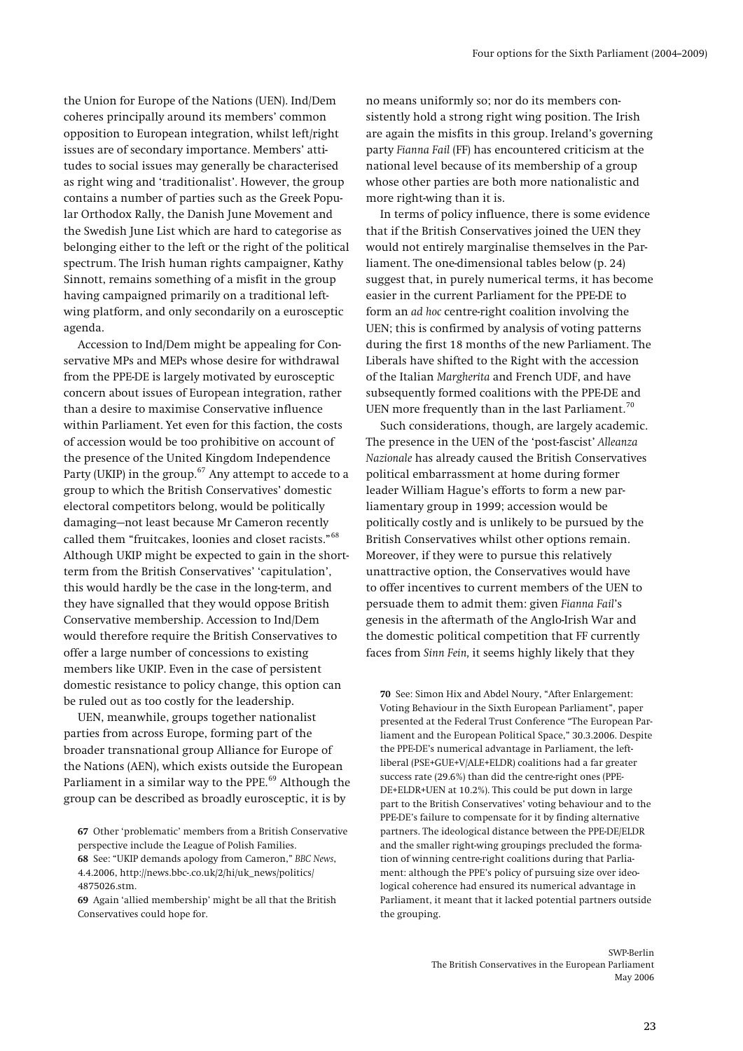the Union for Europe of the Nations (UEN). Ind/Dem coheres principally around its members' common opposition to European integration, whilst left/right issues are of secondary importance. Members' attitudes to social issues may generally be characterised as right wing and 'traditionalist'. However, the group contains a number of parties such as the Greek Popular Orthodox Rally, the Danish June Movement and the Swedish June List which are hard to categorise as belonging either to the left or the right of the political spectrum. The Irish human rights campaigner, Kathy Sinnott, remains something of a misfit in the group having campaigned primarily on a traditional left-wing platform, and only secondarily on a eurosceptic agenda.

Accession to Ind/Dem might be appealing for Conservative MPs and MEPs whose desire for withdrawal from the PPE-DE is largely motivated by eurosceptic concern about issues of European integration, rather than a desire to maximise Conservative influence within Parliament. Yet even for this faction, the costs of accession would be too prohibitive on account of the presence of the United Kingdom Independence Party (UKIP) in the group.[67] Any attempt to accede to a group to which the British Conservatives' domestic electoral competitors belong, would be politically damaging—not least because Mr Cameron recently called them "fruitcakes, loonies and closet racists."[68] Although UKIP might be expected to gain in the short-term from the British Conservatives' 'capitulation', this would hardly be the case in the long-term, and they have signalled that they would oppose British Conservative membership. Accession to Ind/Dem would therefore require the British Conservatives to offer a large number of concessions to existing members like UKIP. Even in the case of persistent domestic resistance to policy change, this option can be ruled out as too costly for the leadership.

UEN, meanwhile, groups together nationalist parties from across Europe, forming part of the broader transnational group Alliance for Europe of the Nations (AEN), which exists outside the European Parliament in a similar way to the PPE.[69] Although the group can be described as broadly eurosceptic, it is by no means uniformly so; nor do its members consistently hold a strong right wing position. The Irish are again the misfits in this group. Ireland's governing party *Fianna Fail* (FF) has encountered criticism at the national level because of its membership of a group whose other parties are both more nationalistic and more right-wing than it is.

In terms of policy influence, there is some evidence that if the British Conservatives joined the UEN they would not entirely marginalise themselves in the Parliament. The one-dimensional tables below (p. 24) suggest that, in purely numerical terms, it has become easier in the current Parliament for the PPE-DE to form an *ad hoc* centre-right coalition involving the UEN; this is confirmed by analysis of voting patterns during the first 18 months of the new Parliament. The Liberals have shifted to the Right with the accession of the Italian *Margherita* and French UDF, and have subsequently formed coalitions with the PPE-DE and UEN more frequently than in the last Parliament.[70]

Such considerations, though, are largely academic. The presence in the UEN of the 'post-fascist' *Alleanza Nazionale* has already caused the British Conservatives political embarrassment at home during former leader William Hague's efforts to form a new parliamentary group in 1999; accession would be politically costly and is unlikely to be pursued by the British Conservatives whilst other options remain. Moreover, if they were to pursue this relatively unattractive option, the Conservatives would have to offer incentives to current members of the UEN to persuade them to admit them: given *Fianna Fail*'s genesis in the aftermath of the Anglo-Irish War and the domestic political competition that FF currently faces from *Sinn Fein*, it seems highly likely that they

**67** Other 'problematic' members from a British Conservative perspective include the League of Polish Families.

**68** See: "UKIP demands apology from Cameron," *BBC News*, 4.4.2006, http://news.bbc-.co.uk/2/hi/uk_news/politics/4875026.stm.

**69** Again 'allied membership' might be all that the British Conservatives could hope for.

**70** See: Simon Hix and Abdel Noury, "After Enlargement: Voting Behaviour in the Sixth European Parliament", paper presented at the Federal Trust Conference "The European Parliament and the European Political Space," 30.3.2006. Despite the PPE-DE's numerical advantage in Parliament, the left-liberal (PSE+GUE+V/ALE+ELDR) coalitions had a far greater success rate (29.6%) than did the centre-right ones (PPE-DE+ELDR+UEN at 10.2%). This could be put down in large part to the British Conservatives' voting behaviour and to the PPE-DE's failure to compensate for it by finding alternative partners. The ideological distance between the PPE-DE/ELDR and the smaller right-wing groupings precluded the formation of winning centre-right coalitions during that Parliament: although the PPE's policy of pursuing size over ideological coherence had ensured its numerical advantage in Parliament, it meant that it lacked potential partners outside the grouping.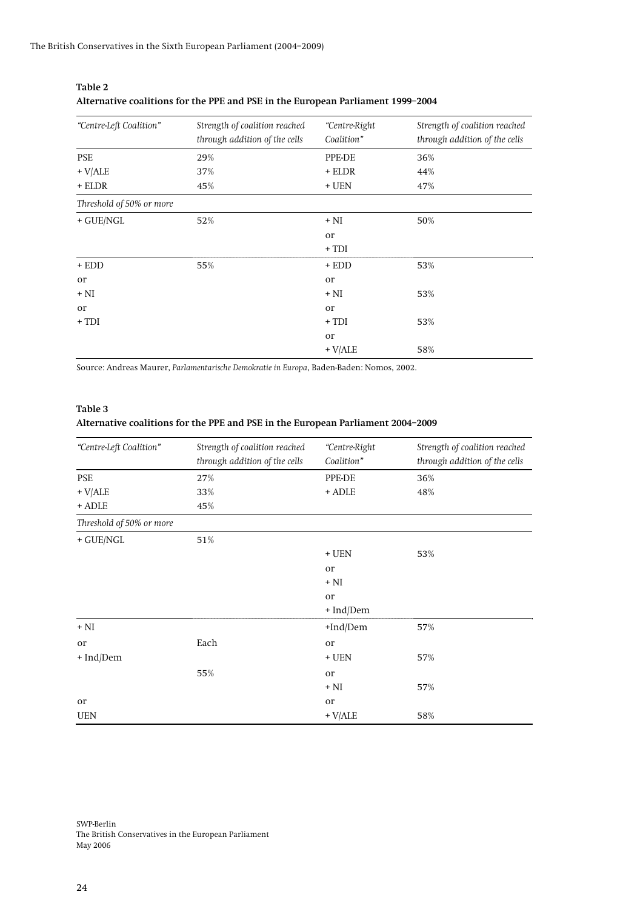**Table 2**
**Alternative coalitions for the PPE and PSE in the European Parliament 1999–2004**

| *"Centre-Left Coalition"* | *Strength of coalition reached through addition of the cells* | *"Centre-Right Coalition"* | *Strength of coalition reached through addition of the cells* |
|---|---|---|---|
| PSE | 29% | PPE-DE | 36% |
| + V/ALE | 37% | + ELDR | 44% |
| + ELDR | 45% | + UEN | 47% |
| *Threshold of 50% or more* | | | |
| + GUE/NGL | 52% | + NI | 50% |
| | | or | |
| | | + TDI | |
| + EDD | 55% | + EDD | 53% |
| or | | or | |
| + NI | | + NI | 53% |
| or | | or | |
| + TDI | | + TDI | 53% |
| | | or | |
| | | + V/ALE | 58% |

Source: Andreas Maurer, *Parlamentarische Demokratie in Europa*, Baden-Baden: Nomos, 2002.

**Table 3**
**Alternative coalitions for the PPE and PSE in the European Parliament 2004–2009**

| *"Centre-Left Coalition"* | *Strength of coalition reached through addition of the cells* | *"Centre-Right Coalition"* | *Strength of coalition reached through addition of the cells* |
|---|---|---|---|
| PSE | 27% | PPE-DE | 36% |
| + V/ALE | 33% | + ADLE | 48% |
| + ADLE | 45% | | |
| *Threshold of 50% or more* | | | |
| + GUE/NGL | 51% | | |
| | | + UEN | 53% |
| | | or | |
| | | + NI | |
| | | or | |
| | | + Ind/Dem | |
| + NI | | +Ind/Dem | 57% |
| or | Each | or | |
| + Ind/Dem | | + UEN | 57% |
| | 55% | or | |
| | | + NI | 57% |
| or | | or | |
| UEN | | + V/ALE | 58% |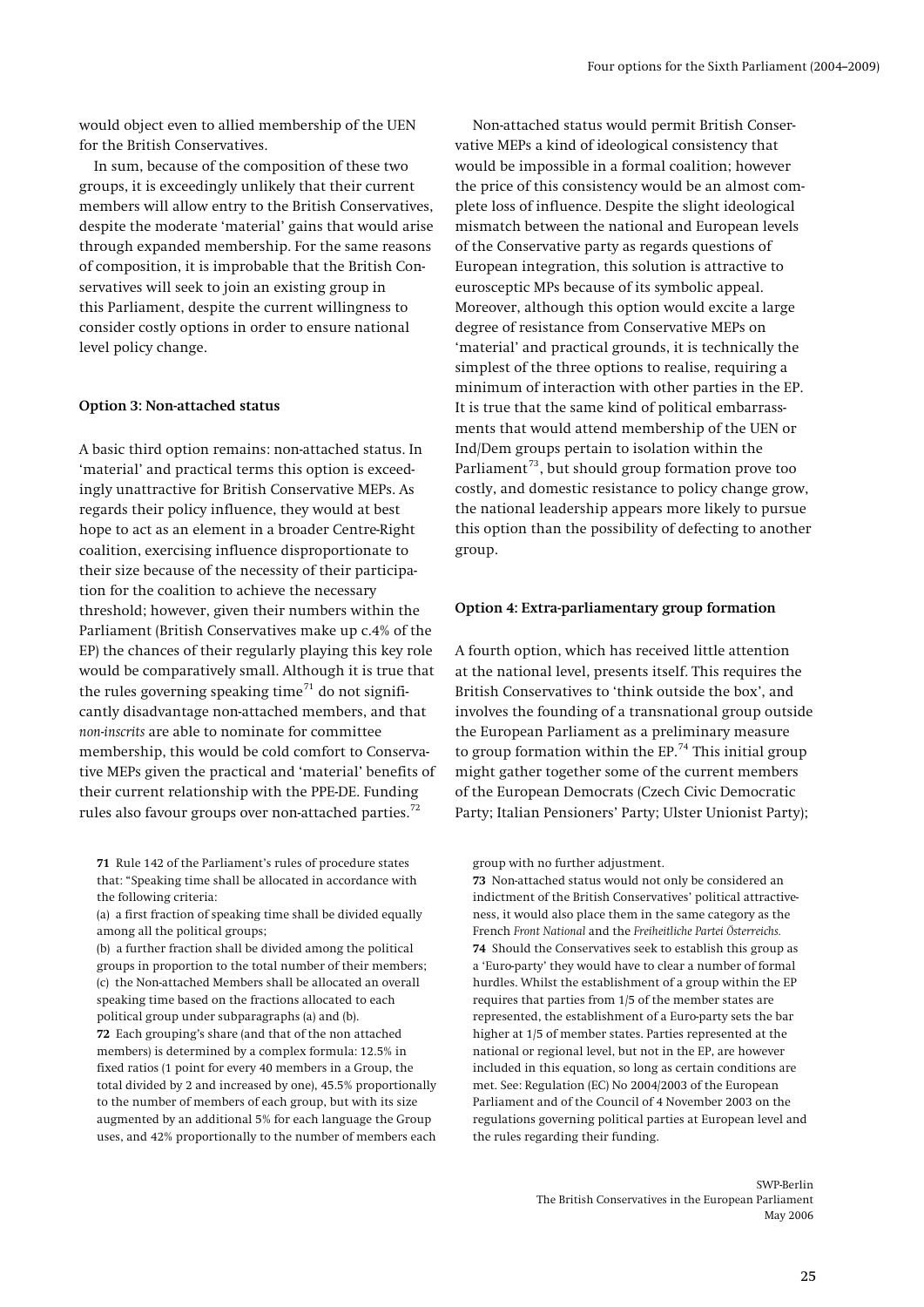would object even to allied membership of the UEN for the British Conservatives.

In sum, because of the composition of these two groups, it is exceedingly unlikely that their current members will allow entry to the British Conservatives, despite the moderate 'material' gains that would arise through expanded membership. For the same reasons of composition, it is improbable that the British Conservatives will seek to join an existing group in this Parliament, despite the current willingness to consider costly options in order to ensure national level policy change.

### Option 3: Non-attached status

A basic third option remains: non-attached status. In 'material' and practical terms this option is exceedingly unattractive for British Conservative MEPs. As regards their policy influence, they would at best hope to act as an element in a broader Centre-Right coalition, exercising influence disproportionate to their size because of the necessity of their participation for the coalition to achieve the necessary threshold; however, given their numbers within the Parliament (British Conservatives make up c.4% of the EP) the chances of their regularly playing this key role would be comparatively small. Although it is true that the rules governing speaking time[71] do not significantly disadvantage non-attached members, and that *non-inscrits* are able to nominate for committee membership, this would be cold comfort to Conservative MEPs given the practical and 'material' benefits of their current relationship with the PPE-DE. Funding rules also favour groups over non-attached parties.[72]

Non-attached status would permit British Conservative MEPs a kind of ideological consistency that would be impossible in a formal coalition; however the price of this consistency would be an almost complete loss of influence. Despite the slight ideological mismatch between the national and European levels of the Conservative party as regards questions of European integration, this solution is attractive to eurosceptic MPs because of its symbolic appeal. Moreover, although this option would excite a large degree of resistance from Conservative MEPs on 'material' and practical grounds, it is technically the simplest of the three options to realise, requiring a minimum of interaction with other parties in the EP. It is true that the same kind of political embarrassments that would attend membership of the UEN or Ind/Dem groups pertain to isolation within the Parliament[73], but should group formation prove too costly, and domestic resistance to policy change grow, the national leadership appears more likely to pursue this option than the possibility of defecting to another group.

### Option 4: Extra-parliamentary group formation

A fourth option, which has received little attention at the national level, presents itself. This requires the British Conservatives to 'think outside the box', and involves the founding of a transnational group outside the European Parliament as a preliminary measure to group formation within the EP.[74] This initial group might gather together some of the current members of the European Democrats (Czech Civic Democratic Party; Italian Pensioners' Party; Ulster Unionist Party);

---

**71** Rule 142 of the Parliament's rules of procedure states that: "Speaking time shall be allocated in accordance with the following criteria:
(a) a first fraction of speaking time shall be divided equally among all the political groups;
(b) a further fraction shall be divided among the political groups in proportion to the total number of their members;
(c) the Non-attached Members shall be allocated an overall speaking time based on the fractions allocated to each political group under subparagraphs (a) and (b).

**72** Each grouping's share (and that of the non attached members) is determined by a complex formula: 12.5% in fixed ratios (1 point for every 40 members in a Group, the total divided by 2 and increased by one), 45.5% proportionally to the number of members of each group, but with its size augmented by an additional 5% for each language the Group uses, and 42% proportionally to the number of members each group with no further adjustment.

**73** Non-attached status would not only be considered an indictment of the British Conservatives' political attractiveness, it would also place them in the same category as the French *Front National* and the *Freiheitliche Partei Österreichs*.

**74** Should the Conservatives seek to establish this group as a 'Euro-party' they would have to clear a number of formal hurdles. Whilst the establishment of a group within the EP requires that parties from 1/5 of the member states are represented, the establishment of a Euro-party sets the bar higher at 1/5 of member states. Parties represented at the national or regional level, but not in the EP, are however included in this equation, so long as certain conditions are met. See: Regulation (EC) No 2004/2003 of the European Parliament and of the Council of 4 November 2003 on the regulations governing political parties at European level and the rules regarding their funding.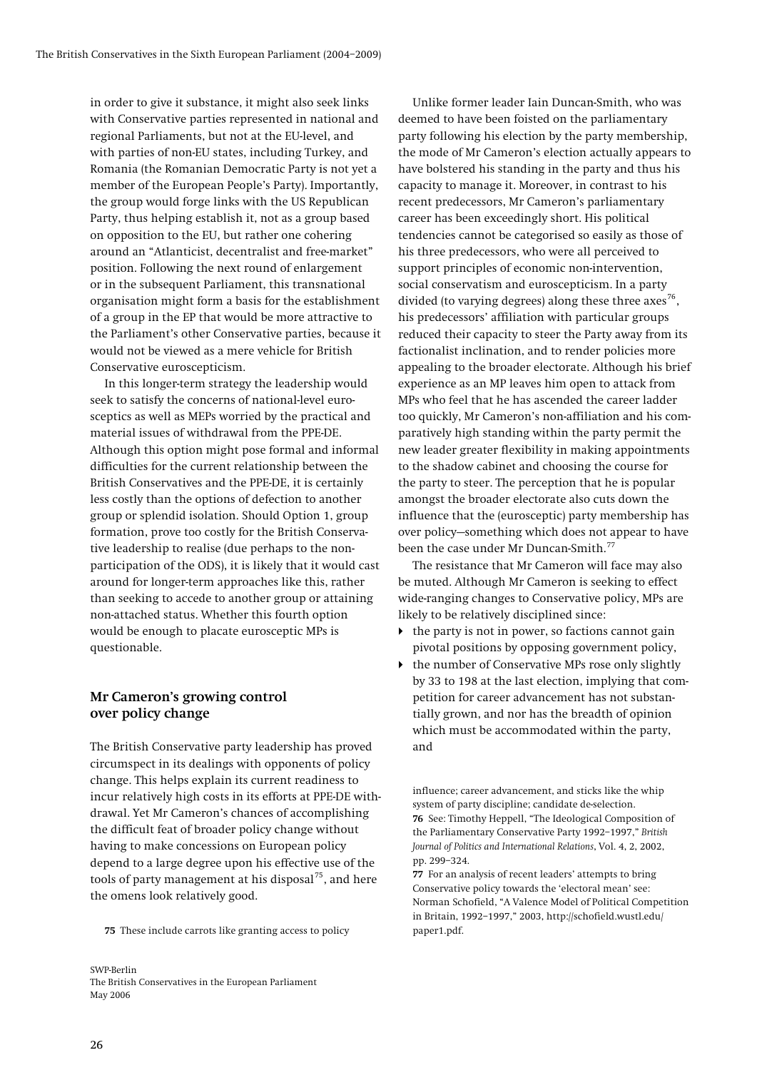in order to give it substance, it might also seek links with Conservative parties represented in national and regional Parliaments, but not at the EU-level, and with parties of non-EU states, including Turkey, and Romania (the Romanian Democratic Party is not yet a member of the European People's Party). Importantly, the group would forge links with the US Republican Party, thus helping establish it, not as a group based on opposition to the EU, but rather one cohering around an "Atlanticist, decentralist and free-market" position. Following the next round of enlargement or in the subsequent Parliament, this transnational organisation might form a basis for the establishment of a group in the EP that would be more attractive to the Parliament's other Conservative parties, because it would not be viewed as a mere vehicle for British Conservative euroscepticism.

In this longer-term strategy the leadership would seek to satisfy the concerns of national-level eurosceptics as well as MEPs worried by the practical and material issues of withdrawal from the PPE-DE. Although this option might pose formal and informal difficulties for the current relationship between the British Conservatives and the PPE-DE, it is certainly less costly than the options of defection to another group or splendid isolation. Should Option 1, group formation, prove too costly for the British Conservative leadership to realise (due perhaps to the non-participation of the ODS), it is likely that it would cast around for longer-term approaches like this, rather than seeking to accede to another group or attaining non-attached status. Whether this fourth option would be enough to placate eurosceptic MPs is questionable.

## Mr Cameron's growing control over policy change

The British Conservative party leadership has proved circumspect in its dealings with opponents of policy change. This helps explain its current readiness to incur relatively high costs in its efforts at PPE-DE withdrawal. Yet Mr Cameron's chances of accomplishing the difficult feat of broader policy change without having to make concessions on European policy depend to a large degree upon his effective use of the tools of party management at his disposal[75], and here the omens look relatively good.

Unlike former leader Iain Duncan-Smith, who was deemed to have been foisted on the parliamentary party following his election by the party membership, the mode of Mr Cameron's election actually appears to have bolstered his standing in the party and thus his capacity to manage it. Moreover, in contrast to his recent predecessors, Mr Cameron's parliamentary career has been exceedingly short. His political tendencies cannot be categorised so easily as those of his three predecessors, who were all perceived to support principles of economic non-intervention, social conservatism and euroscepticism. In a party divided (to varying degrees) along these three axes[76], his predecessors' affiliation with particular groups reduced their capacity to steer the Party away from its factionalist inclination, and to render policies more appealing to the broader electorate. Although his brief experience as an MP leaves him open to attack from MPs who feel that he has ascended the career ladder too quickly, Mr Cameron's non-affiliation and his comparatively high standing within the party permit the new leader greater flexibility in making appointments to the shadow cabinet and choosing the course for the party to steer. The perception that he is popular amongst the broader electorate also cuts down the influence that the (eurosceptic) party membership has over policy—something which does not appear to have been the case under Mr Duncan-Smith.[77]

The resistance that Mr Cameron will face may also be muted. Although Mr Cameron is seeking to effect wide-ranging changes to Conservative policy, MPs are likely to be relatively disciplined since:

- the party is not in power, so factions cannot gain pivotal positions by opposing government policy,
- the number of Conservative MPs rose only slightly by 33 to 198 at the last election, implying that competition for career advancement has not substantially grown, and nor has the breadth of opinion which must be accommodated within the party, and

---

75 These include carrots like granting access to policy influence; career advancement, and sticks like the whip system of party discipline; candidate de-selection.

76 See: Timothy Heppell, "The Ideological Composition of the Parliamentary Conservative Party 1992–1997," *British Journal of Politics and International Relations*, Vol. 4, 2, 2002, pp. 299–324.

77 For an analysis of recent leaders' attempts to bring Conservative policy towards the 'electoral mean' see: Norman Schofield, "A Valence Model of Political Competition in Britain, 1992–1997," 2003, http://schofield.wustl.edu/paper1.pdf.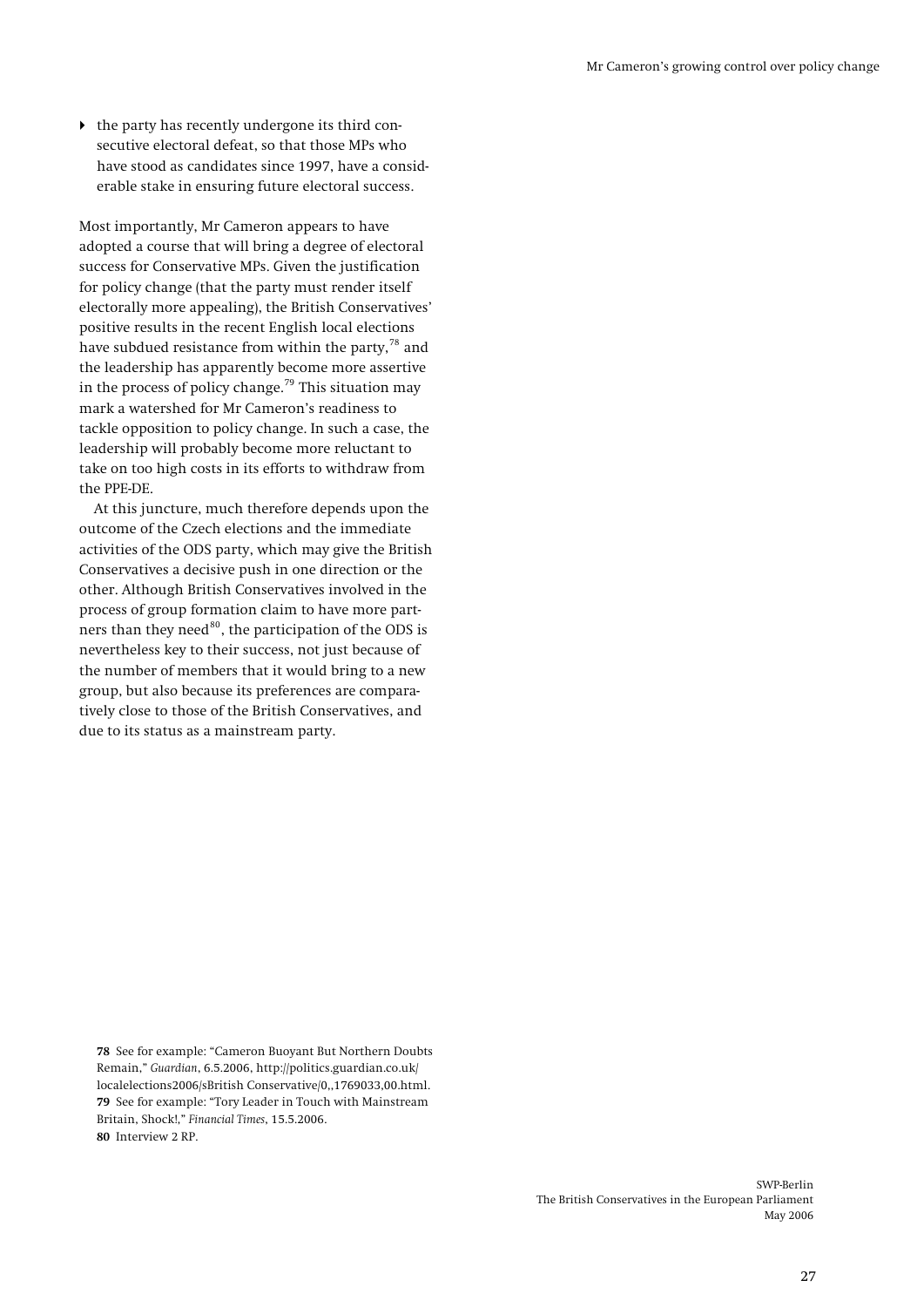- the party has recently undergone its third consecutive electoral defeat, so that those MPs who have stood as candidates since 1997, have a considerable stake in ensuring future electoral success.

Most importantly, Mr Cameron appears to have adopted a course that will bring a degree of electoral success for Conservative MPs. Given the justification for policy change (that the party must render itself electorally more appealing), the British Conservatives' positive results in the recent English local elections have subdued resistance from within the party,[78] and the leadership has apparently become more assertive in the process of policy change.[79] This situation may mark a watershed for Mr Cameron's readiness to tackle opposition to policy change. In such a case, the leadership will probably become more reluctant to take on too high costs in its efforts to withdraw from the PPE-DE.

At this juncture, much therefore depends upon the outcome of the Czech elections and the immediate activities of the ODS party, which may give the British Conservatives a decisive push in one direction or the other. Although British Conservatives involved in the process of group formation claim to have more partners than they need[80], the participation of the ODS is nevertheless key to their success, not just because of the number of members that it would bring to a new group, but also because its preferences are comparatively close to those of the British Conservatives, and due to its status as a mainstream party.

**78** See for example: "Cameron Buoyant But Northern Doubts Remain," *Guardian*, 6.5.2006, http://politics.guardian.co.uk/localelections2006/sBritish Conservative/0,,1769033,00.html.
**79** See for example: "Tory Leader in Touch with Mainstream Britain, Shock!," *Financial Times*, 15.5.2006.
**80** Interview 2 RP.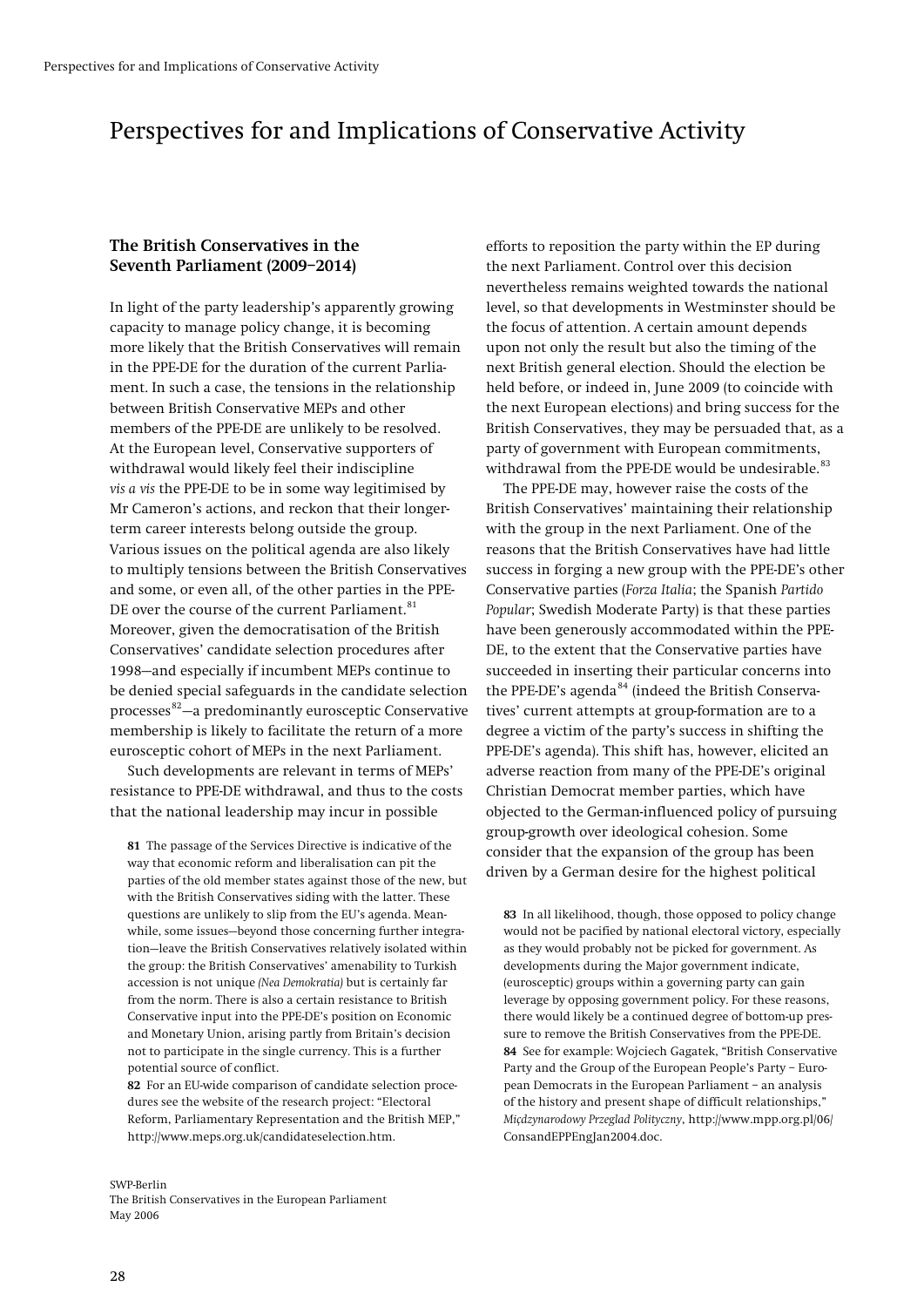# Perspectives for and Implications of Conservative Activity

### The British Conservatives in the Seventh Parliament (2009–2014)

In light of the party leadership's apparently growing capacity to manage policy change, it is becoming more likely that the British Conservatives will remain in the PPE-DE for the duration of the current Parliament. In such a case, the tensions in the relationship between British Conservative MEPs and other members of the PPE-DE are unlikely to be resolved. At the European level, Conservative supporters of withdrawal would likely feel their indiscipline *vis a vis* the PPE-DE to be in some way legitimised by Mr Cameron's actions, and reckon that their longer-term career interests belong outside the group. Various issues on the political agenda are also likely to multiply tensions between the British Conservatives and some, or even all, of the other parties in the PPE-DE over the course of the current Parliament.[81] Moreover, given the democratisation of the British Conservatives' candidate selection procedures after 1998—and especially if incumbent MEPs continue to be denied special safeguards in the candidate selection processes[82]—a predominantly eurosceptic Conservative membership is likely to facilitate the return of a more eurosceptic cohort of MEPs in the next Parliament.

Such developments are relevant in terms of MEPs' resistance to PPE-DE withdrawal, and thus to the costs that the national leadership may incur in possible efforts to reposition the party within the EP during the next Parliament. Control over this decision nevertheless remains weighted towards the national level, so that developments in Westminster should be the focus of attention. A certain amount depends upon not only the result but also the timing of the next British general election. Should the election be held before, or indeed in, June 2009 (to coincide with the next European elections) and bring success for the British Conservatives, they may be persuaded that, as a party of government with European commitments, withdrawal from the PPE-DE would be undesirable.[83]

The PPE-DE may, however raise the costs of the British Conservatives' maintaining their relationship with the group in the next Parliament. One of the reasons that the British Conservatives have had little success in forging a new group with the PPE-DE's other Conservative parties (*Forza Italia*; the Spanish *Partido Popular*; Swedish Moderate Party) is that these parties have been generously accommodated within the PPE-DE, to the extent that the Conservative parties have succeeded in inserting their particular concerns into the PPE-DE's agenda[84] (indeed the British Conservatives' current attempts at group-formation are to a degree a victim of the party's success in shifting the PPE-DE's agenda). This shift has, however, elicited an adverse reaction from many of the PPE-DE's original Christian Democrat member parties, which have objected to the German-influenced policy of pursuing group-growth over ideological cohesion. Some consider that the expansion of the group has been driven by a German desire for the highest political

**81** The passage of the Services Directive is indicative of the way that economic reform and liberalisation can pit the parties of the old member states against those of the new, but with the British Conservatives siding with the latter. These questions are unlikely to slip from the EU's agenda. Meanwhile, some issues—beyond those concerning further integration—leave the British Conservatives relatively isolated within the group: the British Conservatives' amenability to Turkish accession is not unique *(Nea Demokratia)* but is certainly far from the norm. There is also a certain resistance to British Conservative input into the PPE-DE's position on Economic and Monetary Union, arising partly from Britain's decision not to participate in the single currency. This is a further potential source of conflict.

**82** For an EU-wide comparison of candidate selection procedures see the website of the research project: "Electoral Reform, Parliamentary Representation and the British MEP," http://www.meps.org.uk/candidateselection.htm.

**83** In all likelihood, though, those opposed to policy change would not be pacified by national electoral victory, especially as they would probably not be picked for government. As developments during the Major government indicate, (eurosceptic) groups within a governing party can gain leverage by opposing government policy. For these reasons, there would likely be a continued degree of bottom-up pressure to remove the British Conservatives from the PPE-DE.

**84** See for example: Wojciech Gagatek, "British Conservative Party and the Group of the European People's Party – European Democrats in the European Parliament – an analysis of the history and present shape of difficult relationships," *Międzynarodowy Przeglad Polityczny*, http://www.mpp.org.pl/06/ConsandEPPEngJan2004.doc.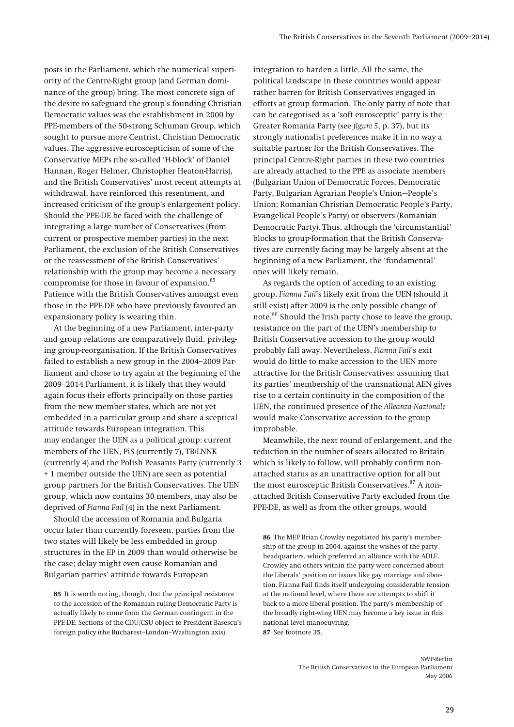posts in the Parliament, which the numerical superiority of the Centre-Right group (and German dominance of the group) bring. The most concrete sign of the desire to safeguard the group's founding Christian Democratic values was the establishment in 2000 by PPE-members of the 50-strong Schuman Group, which sought to pursue more Centrist, Christian Democratic values. The aggressive euroscepticism of some of the Conservative MEPs (the so-called 'H-block' of Daniel Hannan, Roger Helmer, Christopher Heaton-Harris), and the British Conservatives' most recent attempts at withdrawal, have reinforced this resentment, and increased criticism of the group's enlargement policy. Should the PPE-DE be faced with the challenge of integrating a large number of Conservatives (from current or prospective member parties) in the next Parliament, the exclusion of the British Conservatives or the reassessment of the British Conservatives' relationship with the group may become a necessary compromise for those in favour of expansion.[85] Patience with the British Conservatives amongst even those in the PPE-DE who have previously favoured an expansionary policy is wearing thin.

At the beginning of a new Parliament, inter-party and group relations are comparatively fluid, privileging group-reorganisation. If the British Conservatives failed to establish a new group in the 2004–2009 Parliament and chose to try again at the beginning of the 2009–2014 Parliament, it is likely that they would again focus their efforts principally on those parties from the new member states, which are not yet embedded in a particular group and share a sceptical attitude towards European integration. This may endanger the UEN as a political group: current members of the UEN, PiS (currently 7), TB/LNNK (currently 4) and the Polish Peasants Party (currently 3 + 1 member outside the UEN) are seen as potential group partners for the British Conservatives. The UEN group, which now contains 30 members, may also be deprived of *Fianna Fail* (4) in the next Parliament.

Should the accession of Romania and Bulgaria occur later than currently foreseen, parties from the two states will likely be less embedded in group structures in the EP in 2009 than would otherwise be the case; delay might even cause Romanian and Bulgarian parties' attitude towards European integration to harden a little. All the same, the political landscape in these countries would appear rather barren for British Conservatives engaged in efforts at group formation. The only party of note that can be categorised as a 'soft eurosceptic' party is the Greater Romania Party (see *figure 5*, p. 37), but its strongly nationalist preferences make it in no way a suitable partner for the British Conservatives. The principal Centre-Right parties in these two countries are already attached to the PPE as associate members (Bulgarian Union of Democratic Forces, Democratic Party, Bulgarian Agrarian People's Union—People's Union; Romanian Christian Democratic People's Party, Evangelical People's Party) or observers (Romanian Democratic Party). Thus, although the 'circumstantial' blocks to group-formation that the British Conservatives are currently facing may be largely absent at the beginning of a new Parliament, the 'fundamental' ones will likely remain.

As regards the option of acceding to an existing group, *Fianna Fail*'s likely exit from the UEN (should it still exist) after 2009 is the only possible change of note.[86] Should the Irish party chose to leave the group, resistance on the part of the UEN's membership to British Conservative accession to the group would probably fall away. Nevertheless, *Fianna Fail*'s exit would do little to make accession to the UEN more attractive for the British Conservatives: assuming that its parties' membership of the transnational AEN gives rise to a certain continuity in the composition of the UEN, the continued presence of the *Alleanza Nazionale* would make Conservative accession to the group improbable.

Meanwhile, the next round of enlargement, and the reduction in the number of seats allocated to Britain which is likely to follow, will probably confirm non-attached status as an unattractive option for all but the most eurosceptic British Conservatives.[87] A non-attached British Conservative Party excluded from the PPE-DE, as well as from the other groups, would

**85** It is worth noting, though, that the principal resistance to the accession of the Romanian ruling Democratic Party is actually likely to come from the German contingent in the PPE-DE. Sections of the CDU/CSU object to President Basescu's foreign policy (the Bucharest–London–Washington axis).

**86** The MEP Brian Crowley negotiated his party's membership of the group in 2004, against the wishes of the party headquarters, which preferred an alliance with the ADLE. Crowley and others within the party were concerned about the Liberals' position on issues like gay marriage and abortion. Fianna Fail finds itself undergoing considerable tension at the national level, where there are attempts to shift it back to a more liberal position. The party's membership of the broadly right-wing UEN may become a key issue in this national level manoeuvring.

**87** See footnote 35.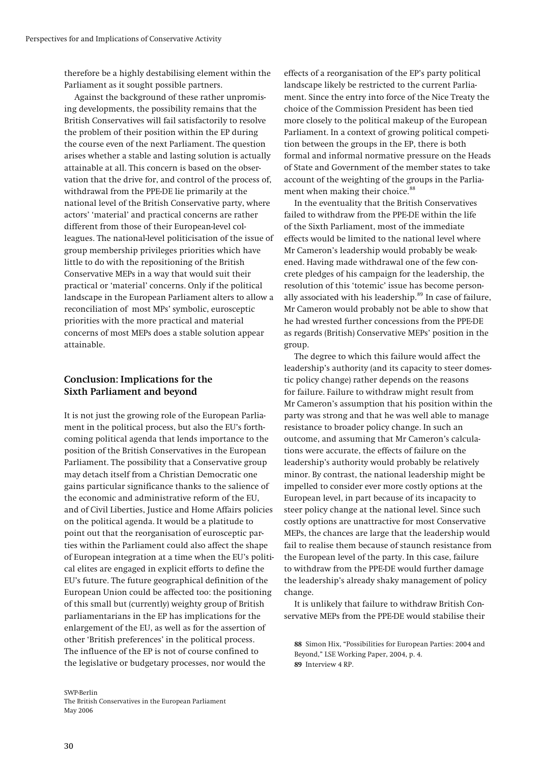therefore be a highly destabilising element within the Parliament as it sought possible partners.

Against the background of these rather unpromising developments, the possibility remains that the British Conservatives will fail satisfactorily to resolve the problem of their position within the EP during the course even of the next Parliament. The question arises whether a stable and lasting solution is actually attainable at all. This concern is based on the observation that the drive for, and control of the process of, withdrawal from the PPE-DE lie primarily at the national level of the British Conservative party, where actors' 'material' and practical concerns are rather different from those of their European-level colleagues. The national-level politicisation of the issue of group membership privileges priorities which have little to do with the repositioning of the British Conservative MEPs in a way that would suit their practical or 'material' concerns. Only if the political landscape in the European Parliament alters to allow a reconciliation of most MPs' symbolic, eurosceptic priorities with the more practical and material concerns of most MEPs does a stable solution appear attainable.

## Conclusion: Implications for the Sixth Parliament and beyond

It is not just the growing role of the European Parliament in the political process, but also the EU's forthcoming political agenda that lends importance to the position of the British Conservatives in the European Parliament. The possibility that a Conservative group may detach itself from a Christian Democratic one gains particular significance thanks to the salience of the economic and administrative reform of the EU, and of Civil Liberties, Justice and Home Affairs policies on the political agenda. It would be a platitude to point out that the reorganisation of eurosceptic parties within the Parliament could also affect the shape of European integration at a time when the EU's political elites are engaged in explicit efforts to define the EU's future. The future geographical definition of the European Union could be affected too: the positioning of this small but (currently) weighty group of British parliamentarians in the EP has implications for the enlargement of the EU, as well as for the assertion of other 'British preferences' in the political process. The influence of the EP is not of course confined to the legislative or budgetary processes, nor would the effects of a reorganisation of the EP's party political landscape likely be restricted to the current Parliament. Since the entry into force of the Nice Treaty the choice of the Commission President has been tied more closely to the political makeup of the European Parliament. In a context of growing political competition between the groups in the EP, there is both formal and informal normative pressure on the Heads of State and Government of the member states to take account of the weighting of the groups in the Parliament when making their choice.[88]

In the eventuality that the British Conservatives failed to withdraw from the PPE-DE within the life of the Sixth Parliament, most of the immediate effects would be limited to the national level where Mr Cameron's leadership would probably be weakened. Having made withdrawal one of the few concrete pledges of his campaign for the leadership, the resolution of this 'totemic' issue has become personally associated with his leadership.[89] In case of failure, Mr Cameron would probably not be able to show that he had wrested further concessions from the PPE-DE as regards (British) Conservative MEPs' position in the group.

The degree to which this failure would affect the leadership's authority (and its capacity to steer domestic policy change) rather depends on the reasons for failure. Failure to withdraw might result from Mr Cameron's assumption that his position within the party was strong and that he was well able to manage resistance to broader policy change. In such an outcome, and assuming that Mr Cameron's calculations were accurate, the effects of failure on the leadership's authority would probably be relatively minor. By contrast, the national leadership might be impelled to consider ever more costly options at the European level, in part because of its incapacity to steer policy change at the national level. Since such costly options are unattractive for most Conservative MEPs, the chances are large that the leadership would fail to realise them because of staunch resistance from the European level of the party. In this case, failure to withdraw from the PPE-DE would further damage the leadership's already shaky management of policy change.

It is unlikely that failure to withdraw British Conservative MEPs from the PPE-DE would stabilise their

88 Simon Hix, "Possibilities for European Parties: 2004 and Beyond," LSE Working Paper, 2004, p. 4.
89 Interview 4 RP.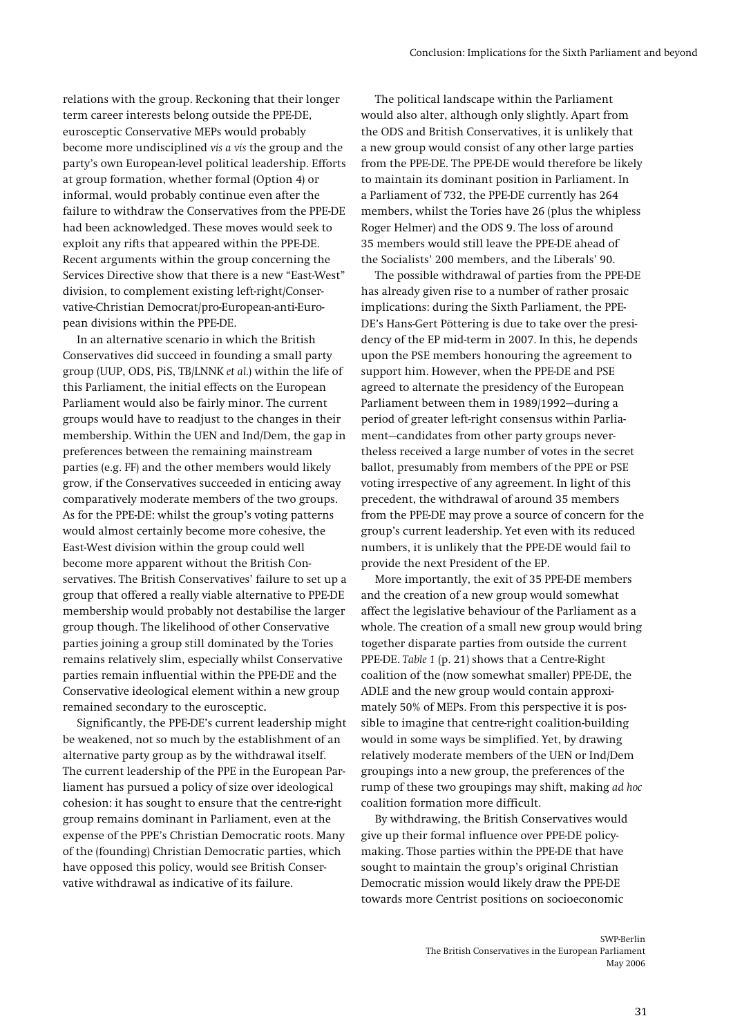relations with the group. Reckoning that their longer term career interests belong outside the PPE-DE, eurosceptic Conservative MEPs would probably become more undisciplined *vis a vis* the group and the party's own European-level political leadership. Efforts at group formation, whether formal (Option 4) or informal, would probably continue even after the failure to withdraw the Conservatives from the PPE-DE had been acknowledged. These moves would seek to exploit any rifts that appeared within the PPE-DE. Recent arguments within the group concerning the Services Directive show that there is a new "East-West" division, to complement existing left-right/Conservative-Christian Democrat/pro-European-anti-European divisions within the PPE-DE.

In an alternative scenario in which the British Conservatives did succeed in founding a small party group (UUP, ODS, PiS, TB/LNNK *et al.*) within the life of this Parliament, the initial effects on the European Parliament would also be fairly minor. The current groups would have to readjust to the changes in their membership. Within the UEN and Ind/Dem, the gap in preferences between the remaining mainstream parties (e.g. FF) and the other members would likely grow, if the Conservatives succeeded in enticing away comparatively moderate members of the two groups. As for the PPE-DE: whilst the group's voting patterns would almost certainly become more cohesive, the East-West division within the group could well become more apparent without the British Conservatives. The British Conservatives' failure to set up a group that offered a really viable alternative to PPE-DE membership would probably not destabilise the larger group though. The likelihood of other Conservative parties joining a group still dominated by the Tories remains relatively slim, especially whilst Conservative parties remain influential within the PPE-DE and the Conservative ideological element within a new group remained secondary to the eurosceptic.

Significantly, the PPE-DE's current leadership might be weakened, not so much by the establishment of an alternative party group as by the withdrawal itself. The current leadership of the PPE in the European Parliament has pursued a policy of size over ideological cohesion: it has sought to ensure that the centre-right group remains dominant in Parliament, even at the expense of the PPE's Christian Democratic roots. Many of the (founding) Christian Democratic parties, which have opposed this policy, would see British Conservative withdrawal as indicative of its failure.

The political landscape within the Parliament would also alter, although only slightly. Apart from the ODS and British Conservatives, it is unlikely that a new group would consist of any other large parties from the PPE-DE. The PPE-DE would therefore be likely to maintain its dominant position in Parliament. In a Parliament of 732, the PPE-DE currently has 264 members, whilst the Tories have 26 (plus the whipless Roger Helmer) and the ODS 9. The loss of around 35 members would still leave the PPE-DE ahead of the Socialists' 200 members, and the Liberals' 90.

The possible withdrawal of parties from the PPE-DE has already given rise to a number of rather prosaic implications: during the Sixth Parliament, the PPE-DE's Hans-Gert Pöttering is due to take over the presidency of the EP mid-term in 2007. In this, he depends upon the PSE members honouring the agreement to support him. However, when the PPE-DE and PSE agreed to alternate the presidency of the European Parliament between them in 1989/1992—during a period of greater left-right consensus within Parliament—candidates from other party groups nevertheless received a large number of votes in the secret ballot, presumably from members of the PPE or PSE voting irrespective of any agreement. In light of this precedent, the withdrawal of around 35 members from the PPE-DE may prove a source of concern for the group's current leadership. Yet even with its reduced numbers, it is unlikely that the PPE-DE would fail to provide the next President of the EP.

More importantly, the exit of 35 PPE-DE members and the creation of a new group would somewhat affect the legislative behaviour of the Parliament as a whole. The creation of a small new group would bring together disparate parties from outside the current PPE-DE. *Table 1* (p. 21) shows that a Centre-Right coalition of the (now somewhat smaller) PPE-DE, the ADLE and the new group would contain approximately 50% of MEPs. From this perspective it is possible to imagine that centre-right coalition-building would in some ways be simplified. Yet, by drawing relatively moderate members of the UEN or Ind/Dem groupings into a new group, the preferences of the rump of these two groupings may shift, making *ad hoc* coalition formation more difficult.

By withdrawing, the British Conservatives would give up their formal influence over PPE-DE policy-making. Those parties within the PPE-DE that have sought to maintain the group's original Christian Democratic mission would likely draw the PPE-DE towards more Centrist positions on socioeconomic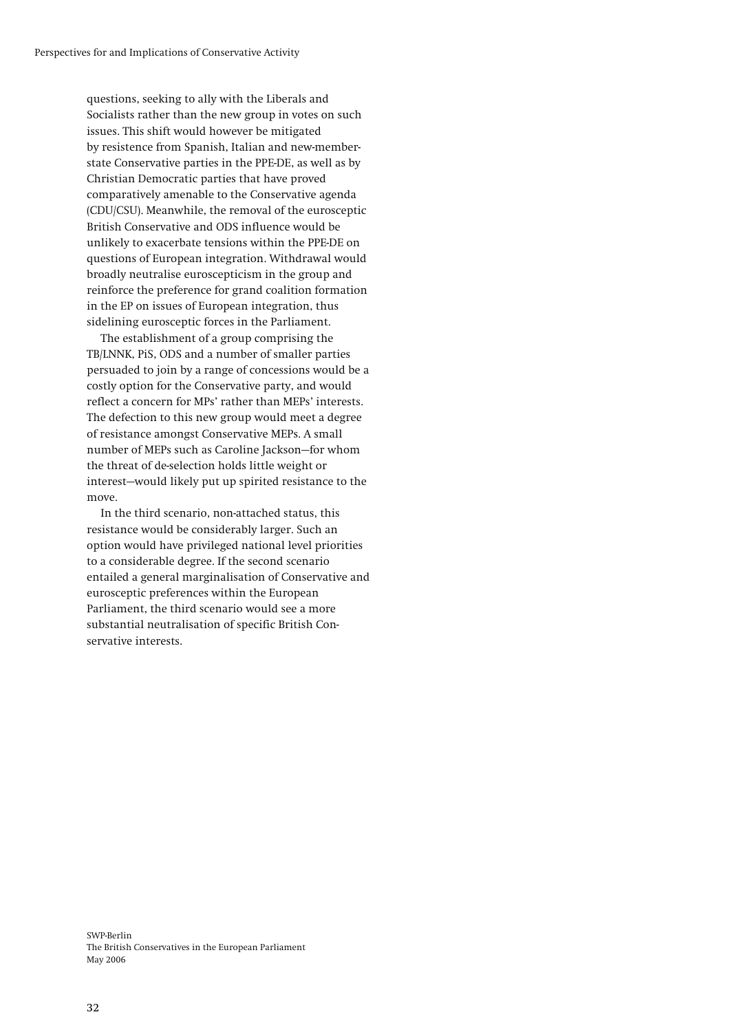questions, seeking to ally with the Liberals and Socialists rather than the new group in votes on such issues. This shift would however be mitigated by resistence from Spanish, Italian and new-member-state Conservative parties in the PPE-DE, as well as by Christian Democratic parties that have proved comparatively amenable to the Conservative agenda (CDU/CSU). Meanwhile, the removal of the eurosceptic British Conservative and ODS influence would be unlikely to exacerbate tensions within the PPE-DE on questions of European integration. Withdrawal would broadly neutralise euroscepticism in the group and reinforce the preference for grand coalition formation in the EP on issues of European integration, thus sidelining eurosceptic forces in the Parliament.

The establishment of a group comprising the TB/LNNK, PiS, ODS and a number of smaller parties persuaded to join by a range of concessions would be a costly option for the Conservative party, and would reflect a concern for MPs' rather than MEPs' interests. The defection to this new group would meet a degree of resistance amongst Conservative MEPs. A small number of MEPs such as Caroline Jackson—for whom the threat of de-selection holds little weight or interest—would likely put up spirited resistance to the move.

In the third scenario, non-attached status, this resistance would be considerably larger. Such an option would have privileged national level priorities to a considerable degree. If the second scenario entailed a general marginalisation of Conservative and eurosceptic preferences within the European Parliament, the third scenario would see a more substantial neutralisation of specific British Conservative interests.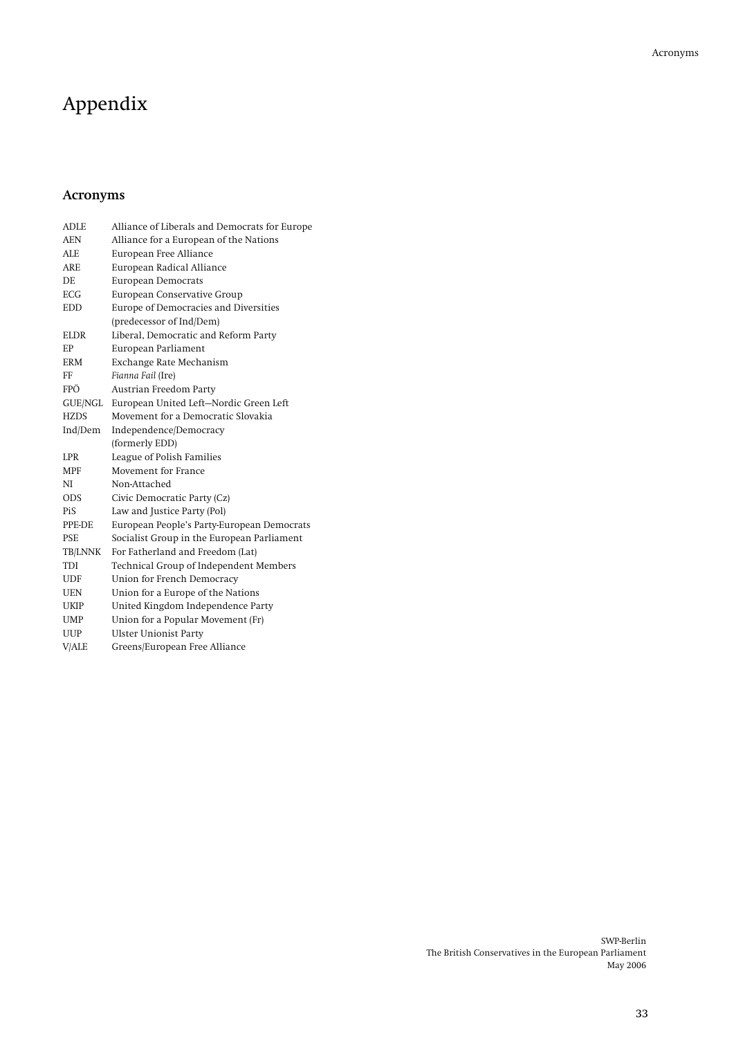# Appendix

## Acronyms

| | |
|---|---|
| ADLE | Alliance of Liberals and Democrats for Europe |
| AEN | Alliance for a European of the Nations |
| ALE | European Free Alliance |
| ARE | European Radical Alliance |
| DE | European Democrats |
| ECG | European Conservative Group |
| EDD | Europe of Democracies and Diversities (predecessor of Ind/Dem) |
| ELDR | Liberal, Democratic and Reform Party |
| EP | European Parliament |
| ERM | Exchange Rate Mechanism |
| FF | *Fianna Fail* (Ire) |
| FPÖ | Austrian Freedom Party |
| GUE/NGL | European United Left—Nordic Green Left |
| HZDS | Movement for a Democratic Slovakia |
| Ind/Dem | Independence/Democracy (formerly EDD) |
| LPR | League of Polish Families |
| MPF | Movement for France |
| NI | Non-Attached |
| ODS | Civic Democratic Party (Cz) |
| PiS | Law and Justice Party (Pol) |
| PPE-DE | European People's Party-European Democrats |
| PSE | Socialist Group in the European Parliament |
| TB/LNNK | For Fatherland and Freedom (Lat) |
| TDI | Technical Group of Independent Members |
| UDF | Union for French Democracy |
| UEN | Union for a Europe of the Nations |
| UKIP | United Kingdom Independence Party |
| UMP | Union for a Popular Movement (Fr) |
| UUP | Ulster Unionist Party |
| V/ALE | Greens/European Free Alliance |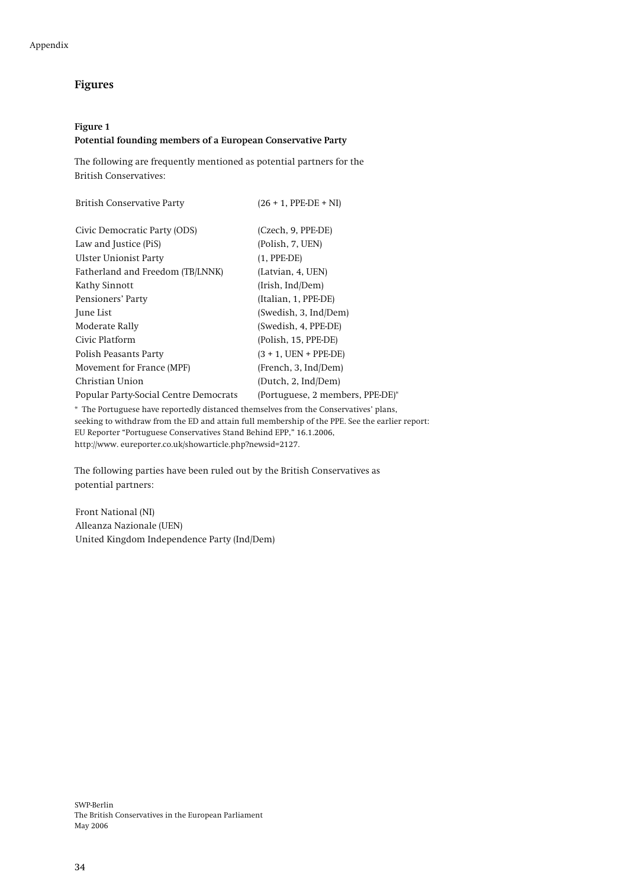## Figures

**Figure 1**
**Potential founding members of a European Conservative Party**

The following are frequently mentioned as potential partners for the British Conservatives:

| | |
|---|---|
| British Conservative Party | (26 + 1, PPE-DE + NI) |
| | |
| Civic Democratic Party (ODS) | (Czech, 9, PPE-DE) |
| Law and Justice (PiS) | (Polish, 7, UEN) |
| Ulster Unionist Party | (1, PPE-DE) |
| Fatherland and Freedom (TB/LNNK) | (Latvian, 4, UEN) |
| Kathy Sinnott | (Irish, Ind/Dem) |
| Pensioners' Party | (Italian, 1, PPE-DE) |
| June List | (Swedish, 3, Ind/Dem) |
| Moderate Rally | (Swedish, 4, PPE-DE) |
| Civic Platform | (Polish, 15, PPE-DE) |
| Polish Peasants Party | (3 + 1, UEN + PPE-DE) |
| Movement for France (MPF) | (French, 3, Ind/Dem) |
| Christian Union | (Dutch, 2, Ind/Dem) |
| Popular Party-Social Centre Democrats | (Portuguese, 2 members, PPE-DE)* |

\* The Portuguese have reportedly distanced themselves from the Conservatives' plans, seeking to withdraw from the ED and attain full membership of the PPE. See the earlier report: EU Reporter "Portuguese Conservatives Stand Behind EPP," 16.1.2006, http://www. eureporter.co.uk/showarticle.php?newsid=2127.

The following parties have been ruled out by the British Conservatives as potential partners:

Front National (NI)
Alleanza Nazionale (UEN)
United Kingdom Independence Party (Ind/Dem)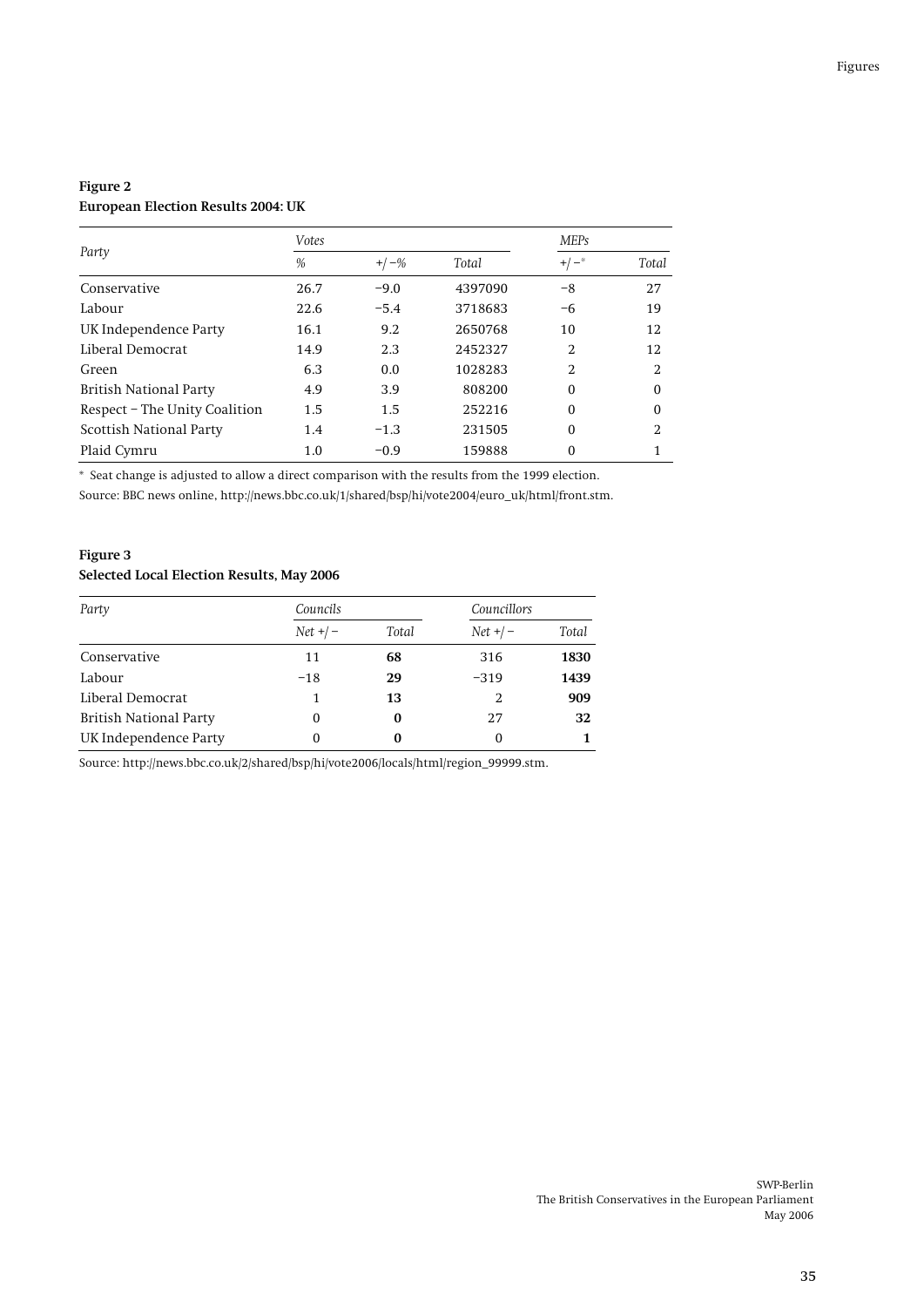**Figure 2**
**European Election Results 2004: UK**

| Party | *Votes* | | | *MEPs* | |
|---|---|---|---|---|---|
| | *%* | *+/−%* | *Total* | *+/−\** | *Total* |
| Conservative | 26.7 | −9.0 | 4397090 | −8 | 27 |
| Labour | 22.6 | −5.4 | 3718683 | −6 | 19 |
| UK Independence Party | 16.1 | 9.2 | 2650768 | 10 | 12 |
| Liberal Democrat | 14.9 | 2.3 | 2452327 | 2 | 12 |
| Green | 6.3 | 0.0 | 1028283 | 2 | 2 |
| British National Party | 4.9 | 3.9 | 808200 | 0 | 0 |
| Respect – The Unity Coalition | 1.5 | 1.5 | 252216 | 0 | 0 |
| Scottish National Party | 1.4 | −1.3 | 231505 | 0 | 2 |
| Plaid Cymru | 1.0 | −0.9 | 159888 | 0 | 1 |

\* Seat change is adjusted to allow a direct comparison with the results from the 1999 election.

Source: BBC news online, http://news.bbc.co.uk/1/shared/bsp/hi/vote2004/euro_uk/html/front.stm.

**Figure 3**
**Selected Local Election Results, May 2006**

| *Party* | *Councils* | | *Councillors* | |
|---|---|---|---|---|
| | *Net +/−* | *Total* | *Net +/−* | *Total* |
| Conservative | 11 | **68** | 316 | **1830** |
| Labour | −18 | **29** | −319 | **1439** |
| Liberal Democrat | 1 | **13** | 2 | **909** |
| British National Party | 0 | **0** | 27 | **32** |
| UK Independence Party | 0 | **0** | 0 | **1** |

Source: http://news.bbc.co.uk/2/shared/bsp/hi/vote2006/locals/html/region_99999.stm.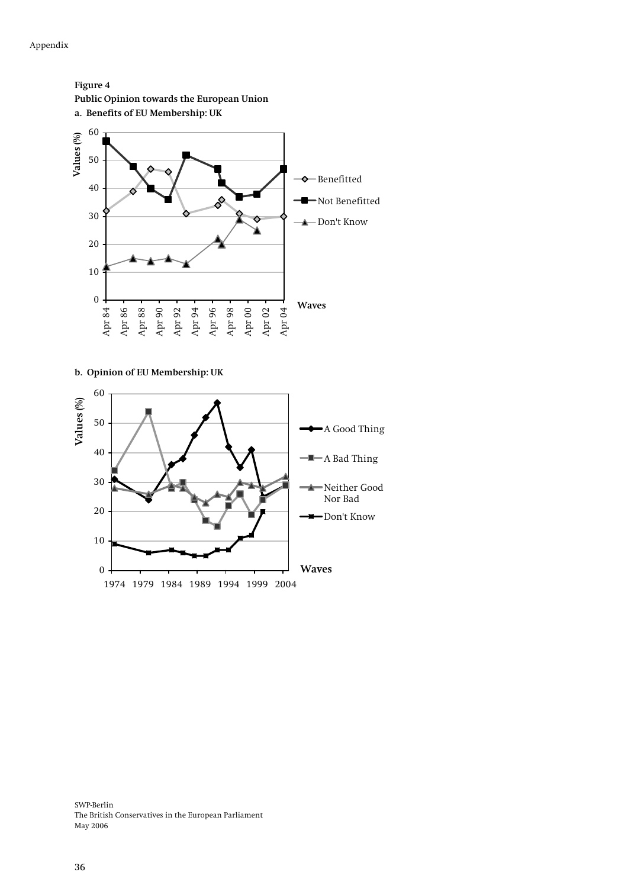**Figure 4**
**Public Opinion towards the European Union**

**a. Benefits of EU Membership: UK**

**b. Opinion of EU Membership: UK**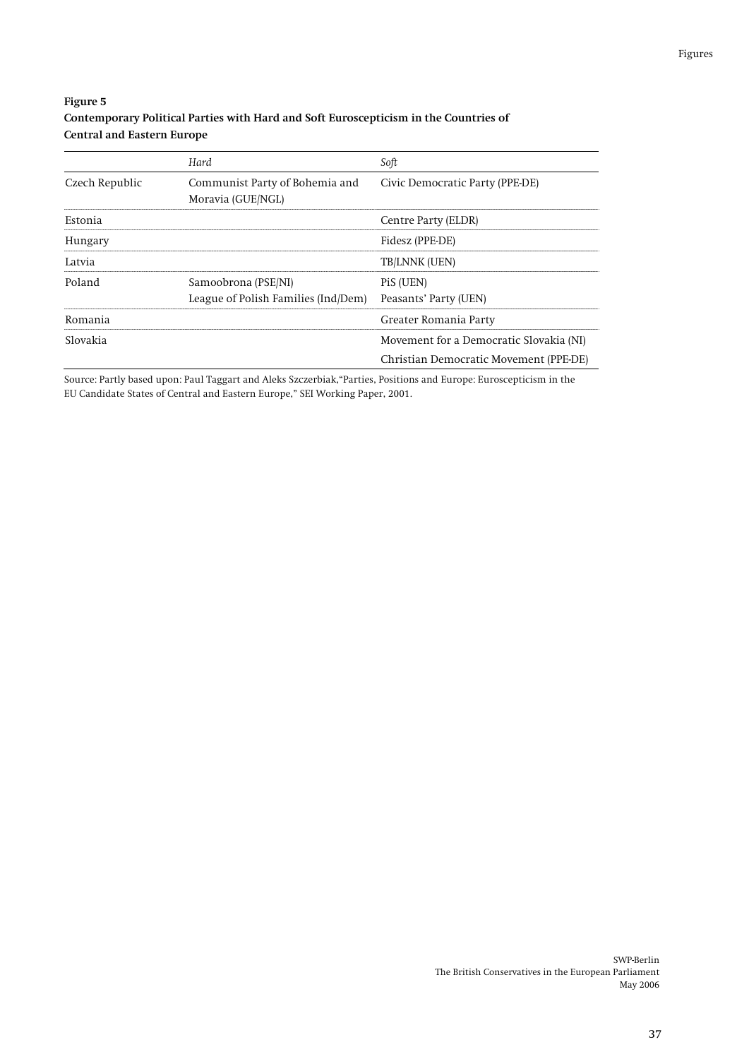**Figure 5**
**Contemporary Political Parties with Hard and Soft Euroscepticism in the Countries of Central and Eastern Europe**

| | *Hard* | *Soft* |
|---|---|---|
| Czech Republic | Communist Party of Bohemia and Moravia (GUE/NGL) | Civic Democratic Party (PPE-DE) |
| Estonia | | Centre Party (ELDR) |
| Hungary | | Fidesz (PPE-DE) |
| Latvia | | TB/LNNK (UEN) |
| Poland | Samoobrona (PSE/NI)<br>League of Polish Families (Ind/Dem) | PiS (UEN)<br>Peasants' Party (UEN) |
| Romania | | Greater Romania Party |
| Slovakia | | Movement for a Democratic Slovakia (NI)<br>Christian Democratic Movement (PPE-DE) |

Source: Partly based upon: Paul Taggart and Aleks Szczerbiak,"Parties, Positions and Europe: Euroscepticism in the EU Candidate States of Central and Eastern Europe," SEI Working Paper, 2001.